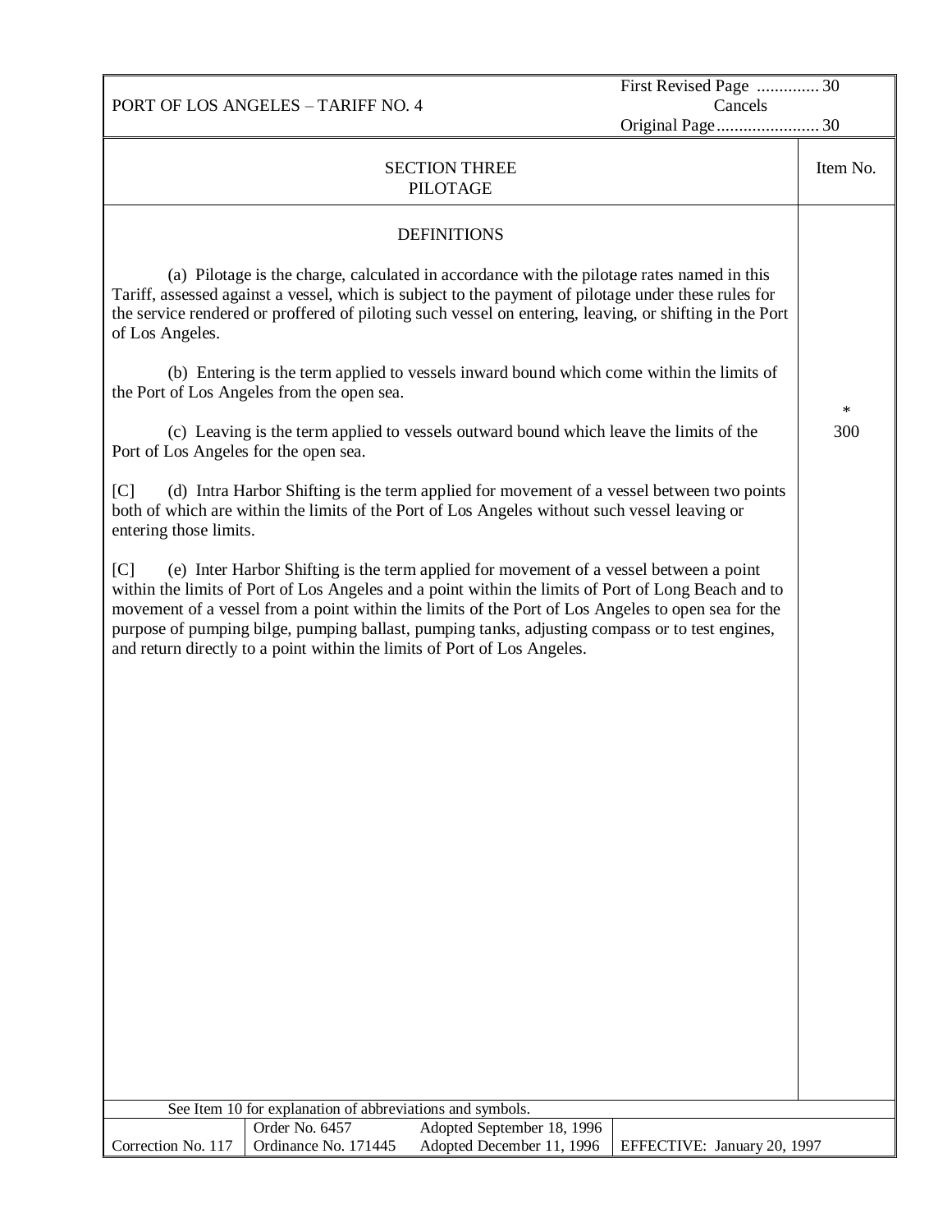PORT OF LOS ANGELES – TARIFF NO. 4

First Revised Page .............. 30
Cancels
Original Page....................... 30

## SECTION THREE
## PILOTAGE

Item No. * 300

### DEFINITIONS

(a) Pilotage is the charge, calculated in accordance with the pilotage rates named in this Tariff, assessed against a vessel, which is subject to the payment of pilotage under these rules for the service rendered or proffered of piloting such vessel on entering, leaving, or shifting in the Port of Los Angeles.

(b) Entering is the term applied to vessels inward bound which come within the limits of the Port of Los Angeles from the open sea.

(c) Leaving is the term applied to vessels outward bound which leave the limits of the Port of Los Angeles for the open sea.

[C] (d) Intra Harbor Shifting is the term applied for movement of a vessel between two points both of which are within the limits of the Port of Los Angeles without such vessel leaving or entering those limits.

[C] (e) Inter Harbor Shifting is the term applied for movement of a vessel between a point within the limits of Port of Los Angeles and a point within the limits of Port of Long Beach and to movement of a vessel from a point within the limits of the Port of Los Angeles to open sea for the purpose of pumping bilge, pumping ballast, pumping tanks, adjusting compass or to test engines, and return directly to a point within the limits of Port of Los Angeles.

See Item 10 for explanation of abbreviations and symbols.

| Correction No. 117 | Order No. 6457<br>Ordinance No. 171445 | Adopted September 18, 1996<br>Adopted December 11, 1996 | EFFECTIVE: January 20, 1997 |
|---|---|---|---|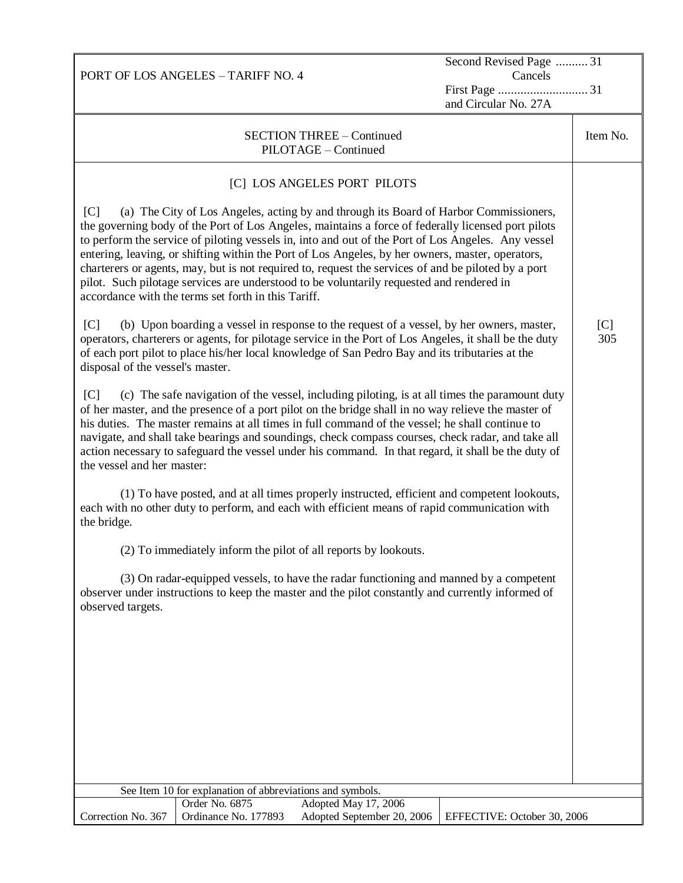PORT OF LOS ANGELES – TARIFF NO. 4

Second Revised Page .......... 31
Cancels
First Page ............................ 31
and Circular No. 27A

SECTION THREE – Continued
PILOTAGE – Continued

Item No. [C] 305

## [C] LOS ANGELES PORT PILOTS

[C] (a) The City of Los Angeles, acting by and through its Board of Harbor Commissioners, the governing body of the Port of Los Angeles, maintains a force of federally licensed port pilots to perform the service of piloting vessels in, into and out of the Port of Los Angeles. Any vessel entering, leaving, or shifting within the Port of Los Angeles, by her owners, master, operators, charterers or agents, may, but is not required to, request the services of and be piloted by a port pilot. Such pilotage services are understood to be voluntarily requested and rendered in accordance with the terms set forth in this Tariff.

[C] (b) Upon boarding a vessel in response to the request of a vessel, by her owners, master, operators, charterers or agents, for pilotage service in the Port of Los Angeles, it shall be the duty of each port pilot to place his/her local knowledge of San Pedro Bay and its tributaries at the disposal of the vessel's master.

[C] (c) The safe navigation of the vessel, including piloting, is at all times the paramount duty of her master, and the presence of a port pilot on the bridge shall in no way relieve the master of his duties. The master remains at all times in full command of the vessel; he shall continue to navigate, and shall take bearings and soundings, check compass courses, check radar, and take all action necessary to safeguard the vessel under his command. In that regard, it shall be the duty of the vessel and her master:

(1) To have posted, and at all times properly instructed, efficient and competent lookouts, each with no other duty to perform, and each with efficient means of rapid communication with the bridge.

(2) To immediately inform the pilot of all reports by lookouts.

(3) On radar-equipped vessels, to have the radar functioning and manned by a competent observer under instructions to keep the master and the pilot constantly and currently informed of observed targets.

See Item 10 for explanation of abbreviations and symbols.

| Correction No. 367 | Order No. 6875<br>Ordinance No. 177893 | Adopted May 17, 2006<br>Adopted September 20, 2006 | EFFECTIVE: October 30, 2006 |
|---|---|---|---|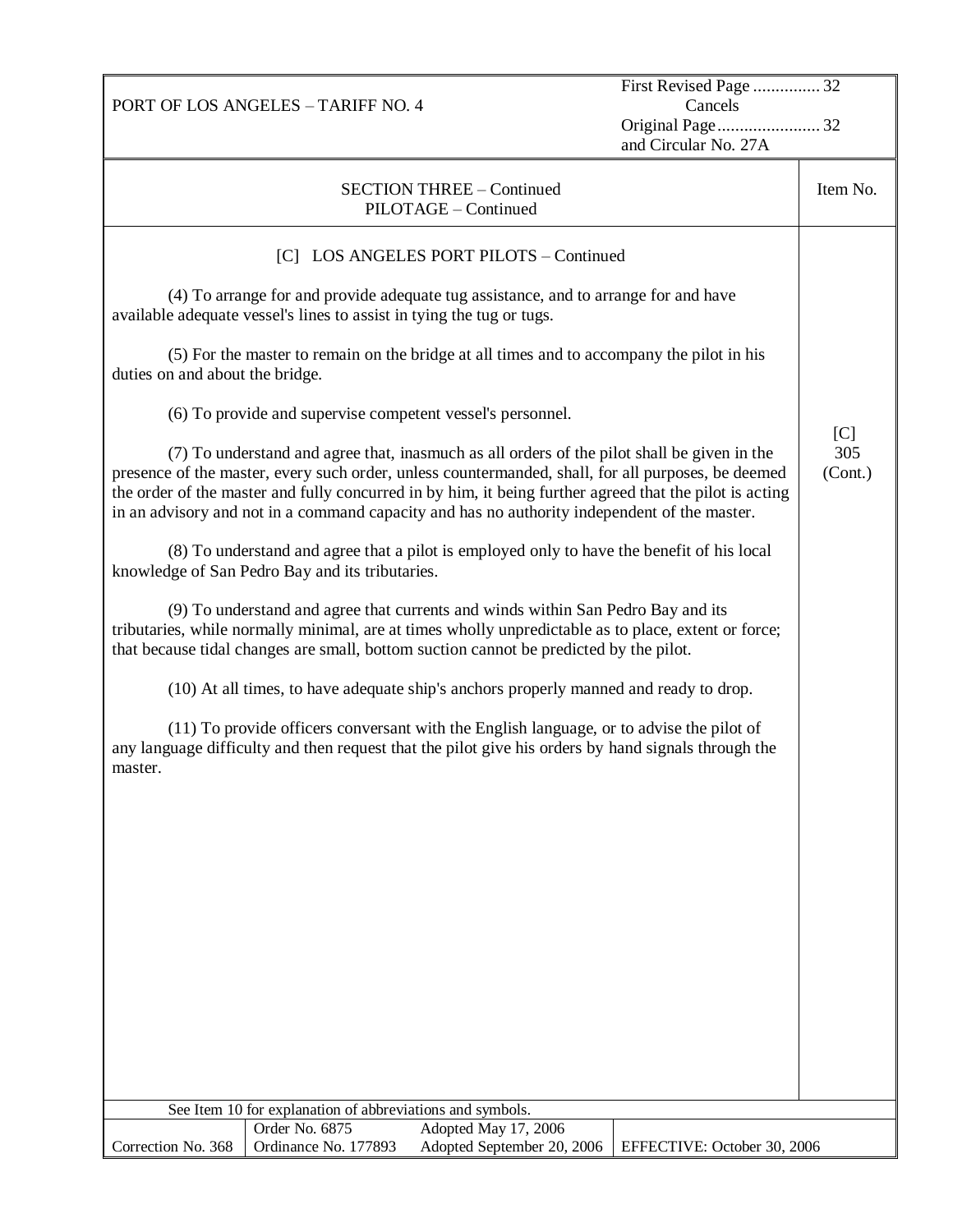PORT OF LOS ANGELES – TARIFF NO. 4

First Revised Page ............... 32
Cancels
Original Page....................... 32
and Circular No. 27A

SECTION THREE – Continued
PILOTAGE – Continued

Item No. [C] 305 (Cont.)

[C] LOS ANGELES PORT PILOTS – Continued

(4) To arrange for and provide adequate tug assistance, and to arrange for and have available adequate vessel's lines to assist in tying the tug or tugs.

(5) For the master to remain on the bridge at all times and to accompany the pilot in his duties on and about the bridge.

(6) To provide and supervise competent vessel's personnel.

(7) To understand and agree that, inasmuch as all orders of the pilot shall be given in the presence of the master, every such order, unless countermanded, shall, for all purposes, be deemed the order of the master and fully concurred in by him, it being further agreed that the pilot is acting in an advisory and not in a command capacity and has no authority independent of the master.

(8) To understand and agree that a pilot is employed only to have the benefit of his local knowledge of San Pedro Bay and its tributaries.

(9) To understand and agree that currents and winds within San Pedro Bay and its tributaries, while normally minimal, are at times wholly unpredictable as to place, extent or force; that because tidal changes are small, bottom suction cannot be predicted by the pilot.

(10) At all times, to have adequate ship's anchors properly manned and ready to drop.

(11) To provide officers conversant with the English language, or to advise the pilot of any language difficulty and then request that the pilot give his orders by hand signals through the master.

See Item 10 for explanation of abbreviations and symbols.

| Correction No. 368 | Order No. 6875<br>Ordinance No. 177893 | Adopted May 17, 2006<br>Adopted September 20, 2006 | EFFECTIVE: October 30, 2006 |
|---|---|---|---|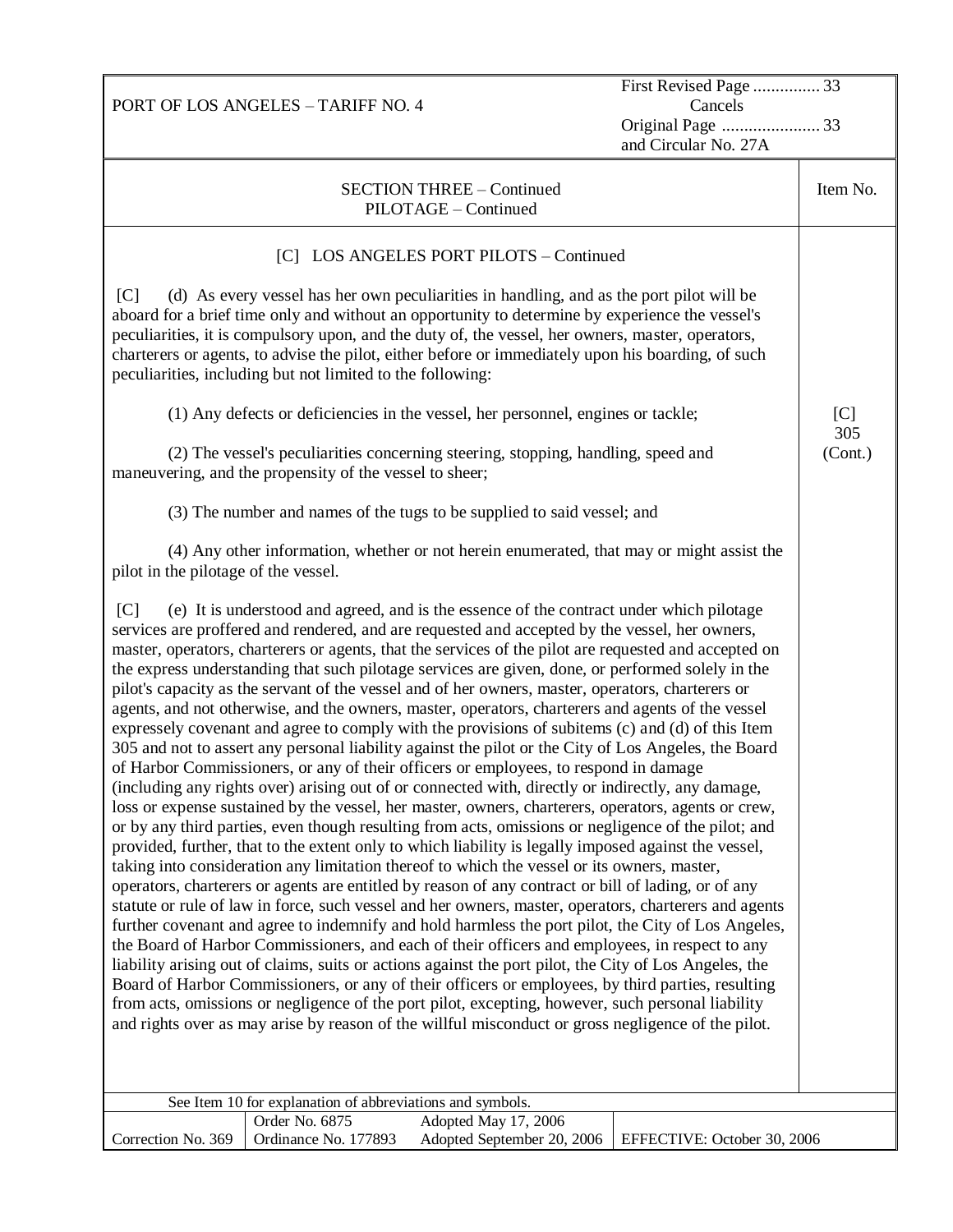## SECTION THREE – Continued
### PILOTAGE – Continued

Item No. [C] 305 (Cont.)

[C] LOS ANGELES PORT PILOTS – Continued

[C] (d) As every vessel has her own peculiarities in handling, and as the port pilot will be aboard for a brief time only and without an opportunity to determine by experience the vessel's peculiarities, it is compulsory upon, and the duty of, the vessel, her owners, master, operators, charterers or agents, to advise the pilot, either before or immediately upon his boarding, of such peculiarities, including but not limited to the following:

(1) Any defects or deficiencies in the vessel, her personnel, engines or tackle;

(2) The vessel's peculiarities concerning steering, stopping, handling, speed and maneuvering, and the propensity of the vessel to sheer;

(3) The number and names of the tugs to be supplied to said vessel; and

(4) Any other information, whether or not herein enumerated, that may or might assist the pilot in the pilotage of the vessel.

[C] (e) It is understood and agreed, and is the essence of the contract under which pilotage services are proffered and rendered, and are requested and accepted by the vessel, her owners, master, operators, charterers or agents, that the services of the pilot are requested and accepted on the express understanding that such pilotage services are given, done, or performed solely in the pilot's capacity as the servant of the vessel and of her owners, master, operators, charterers or agents, and not otherwise, and the owners, master, operators, charterers and agents of the vessel expressely covenant and agree to comply with the provisions of subitems (c) and (d) of this Item 305 and not to assert any personal liability against the pilot or the City of Los Angeles, the Board of Harbor Commissioners, or any of their officers or employees, to respond in damage (including any rights over) arising out of or connected with, directly or indirectly, any damage, loss or expense sustained by the vessel, her master, owners, charterers, operators, agents or crew, or by any third parties, even though resulting from acts, omissions or negligence of the pilot; and provided, further, that to the extent only to which liability is legally imposed against the vessel, taking into consideration any limitation thereof to which the vessel or its owners, master, operators, charterers or agents are entitled by reason of any contract or bill of lading, or of any statute or rule of law in force, such vessel and her owners, master, operators, charterers and agents further covenant and agree to indemnify and hold harmless the port pilot, the City of Los Angeles, the Board of Harbor Commissioners, and each of their officers and employees, in respect to any liability arising out of claims, suits or actions against the port pilot, the City of Los Angeles, the Board of Harbor Commissioners, or any of their officers or employees, by third parties, resulting from acts, omissions or negligence of the port pilot, excepting, however, such personal liability and rights over as may arise by reason of the willful misconduct or gross negligence of the pilot.

See Item 10 for explanation of abbreviations and symbols.

| Correction No. 369 | Order No. 6875<br>Ordinance No. 177893 | Adopted May 17, 2006<br>Adopted September 20, 2006 | EFFECTIVE: October 30, 2006 |
|---|---|---|---|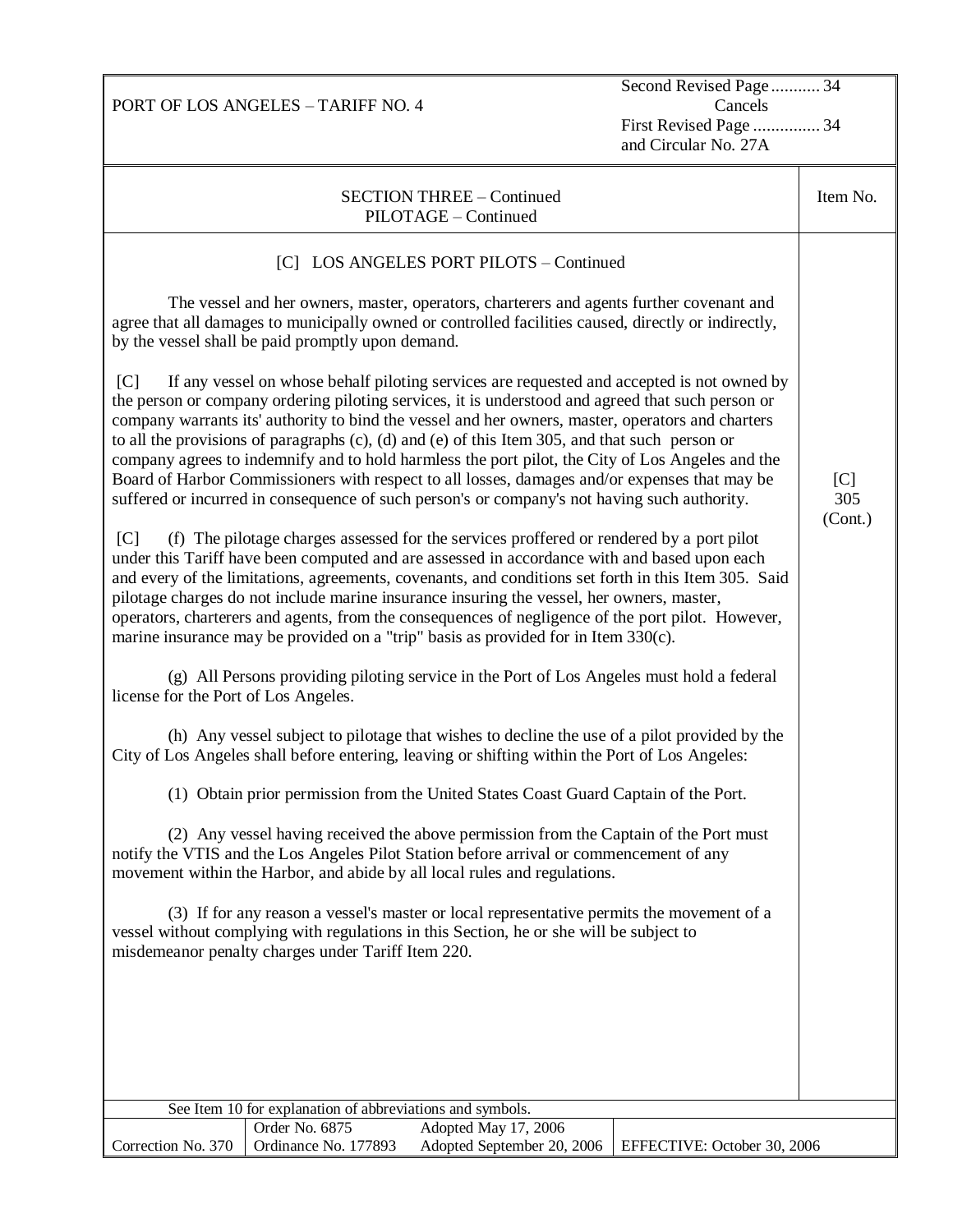SECTION THREE – Continued
PILOTAGE – Continued

Item No. [C] 305 (Cont.)

[C] LOS ANGELES PORT PILOTS – Continued

The vessel and her owners, master, operators, charterers and agents further covenant and agree that all damages to municipally owned or controlled facilities caused, directly or indirectly, by the vessel shall be paid promptly upon demand.

[C] If any vessel on whose behalf piloting services are requested and accepted is not owned by the person or company ordering piloting services, it is understood and agreed that such person or company warrants its' authority to bind the vessel and her owners, master, operators and charters to all the provisions of paragraphs (c), (d) and (e) of this Item 305, and that such person or company agrees to indemnify and to hold harmless the port pilot, the City of Los Angeles and the Board of Harbor Commissioners with respect to all losses, damages and/or expenses that may be suffered or incurred in consequence of such person's or company's not having such authority.

[C] (f) The pilotage charges assessed for the services proffered or rendered by a port pilot under this Tariff have been computed and are assessed in accordance with and based upon each and every of the limitations, agreements, covenants, and conditions set forth in this Item 305. Said pilotage charges do not include marine insurance insuring the vessel, her owners, master, operators, charterers and agents, from the consequences of negligence of the port pilot. However, marine insurance may be provided on a "trip" basis as provided for in Item 330(c).

(g) All Persons providing piloting service in the Port of Los Angeles must hold a federal license for the Port of Los Angeles.

(h) Any vessel subject to pilotage that wishes to decline the use of a pilot provided by the City of Los Angeles shall before entering, leaving or shifting within the Port of Los Angeles:

(1) Obtain prior permission from the United States Coast Guard Captain of the Port.

(2) Any vessel having received the above permission from the Captain of the Port must notify the VTIS and the Los Angeles Pilot Station before arrival or commencement of any movement within the Harbor, and abide by all local rules and regulations.

(3) If for any reason a vessel's master or local representative permits the movement of a vessel without complying with regulations in this Section, he or she will be subject to misdemeanor penalty charges under Tariff Item 220.

See Item 10 for explanation of abbreviations and symbols.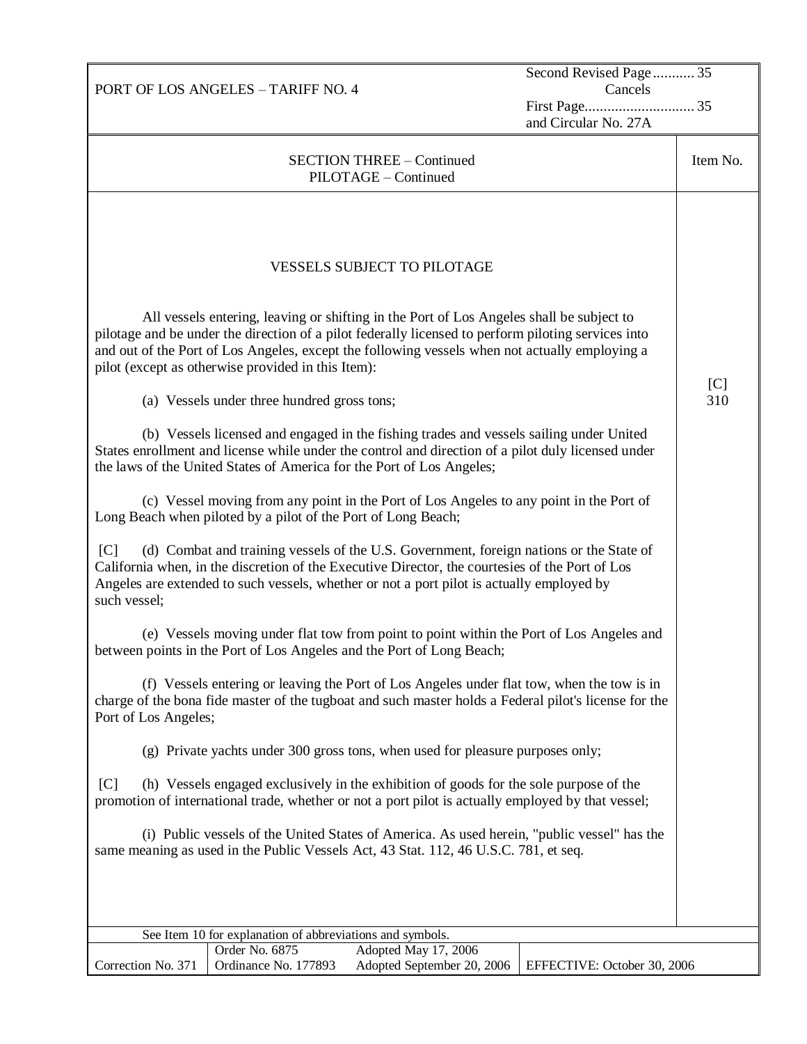PORT OF LOS ANGELES – TARIFF NO. 4

Second Revised Page ........... 35
Cancels
First Page ............................ 35
and Circular No. 27A

SECTION THREE – Continued
PILOTAGE – Continued

Item No. [C] 310

## VESSELS SUBJECT TO PILOTAGE

All vessels entering, leaving or shifting in the Port of Los Angeles shall be subject to pilotage and be under the direction of a pilot federally licensed to perform piloting services into and out of the Port of Los Angeles, except the following vessels when not actually employing a pilot (except as otherwise provided in this Item):

(a) Vessels under three hundred gross tons;

(b) Vessels licensed and engaged in the fishing trades and vessels sailing under United States enrollment and license while under the control and direction of a pilot duly licensed under the laws of the United States of America for the Port of Los Angeles;

(c) Vessel moving from any point in the Port of Los Angeles to any point in the Port of Long Beach when piloted by a pilot of the Port of Long Beach;

[C] (d) Combat and training vessels of the U.S. Government, foreign nations or the State of California when, in the discretion of the Executive Director, the courtesies of the Port of Los Angeles are extended to such vessels, whether or not a port pilot is actually employed by such vessel;

(e) Vessels moving under flat tow from point to point within the Port of Los Angeles and between points in the Port of Los Angeles and the Port of Long Beach;

(f) Vessels entering or leaving the Port of Los Angeles under flat tow, when the tow is in charge of the bona fide master of the tugboat and such master holds a Federal pilot's license for the Port of Los Angeles;

(g) Private yachts under 300 gross tons, when used for pleasure purposes only;

[C] (h) Vessels engaged exclusively in the exhibition of goods for the sole purpose of the promotion of international trade, whether or not a port pilot is actually employed by that vessel;

(i) Public vessels of the United States of America. As used herein, "public vessel" has the same meaning as used in the Public Vessels Act, 43 Stat. 112, 46 U.S.C. 781, et seq.

See Item 10 for explanation of abbreviations and symbols.

| Correction No. 371 | Order No. 6875<br>Ordinance No. 177893 | Adopted May 17, 2006<br>Adopted September 20, 2006 | EFFECTIVE: October 30, 2006 |
|---|---|---|---|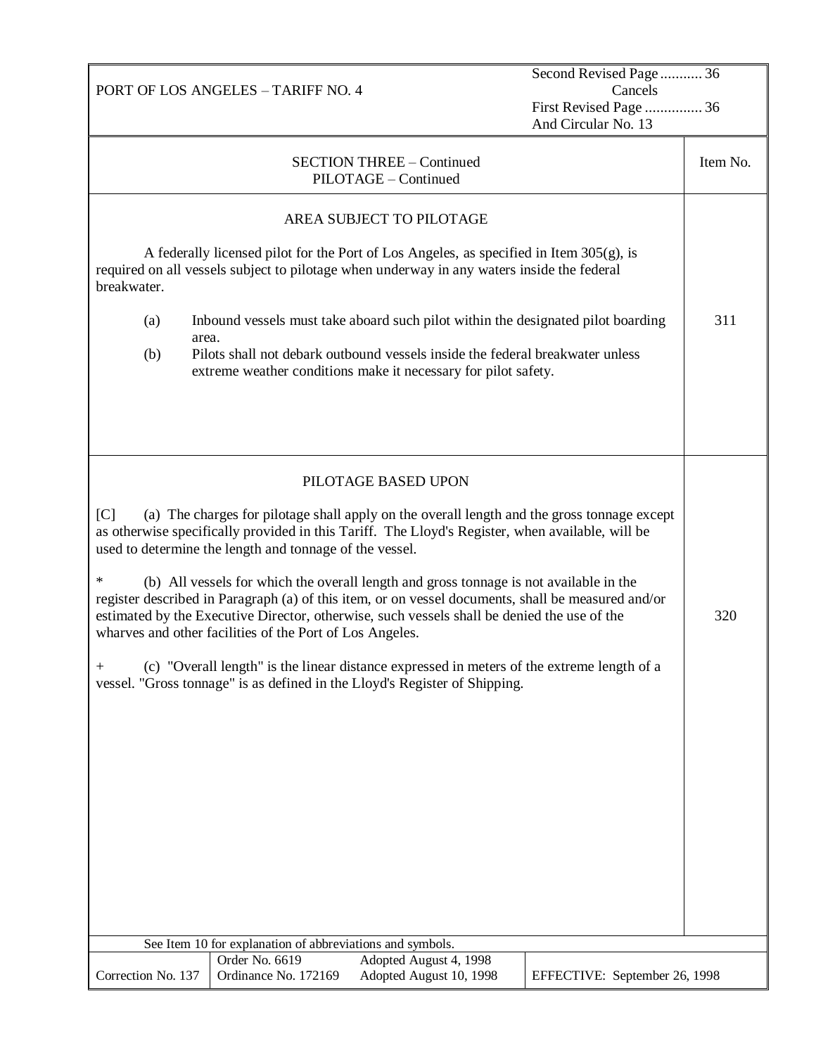PORT OF LOS ANGELES – TARIFF NO. 4

Second Revised Page ........... 36
Cancels
First Revised Page ............... 36
And Circular No. 13

## SECTION THREE – Continued
## PILOTAGE – Continued

### AREA SUBJECT TO PILOTAGE

**Item No. 311**

A federally licensed pilot for the Port of Los Angeles, as specified in Item 305(g), is required on all vessels subject to pilotage when underway in any waters inside the federal breakwater.

(a) Inbound vessels must take aboard such pilot within the designated pilot boarding area.

(b) Pilots shall not debark outbound vessels inside the federal breakwater unless extreme weather conditions make it necessary for pilot safety.

### PILOTAGE BASED UPON

**Item No. 320**

[C] (a) The charges for pilotage shall apply on the overall length and the gross tonnage except as otherwise specifically provided in this Tariff. The Lloyd's Register, when available, will be used to determine the length and tonnage of the vessel.

* (b) All vessels for which the overall length and gross tonnage is not available in the register described in Paragraph (a) of this item, or on vessel documents, shall be measured and/or estimated by the Executive Director, otherwise, such vessels shall be denied the use of the wharves and other facilities of the Port of Los Angeles.

+ (c) "Overall length" is the linear distance expressed in meters of the extreme length of a vessel. "Gross tonnage" is as defined in the Lloyd's Register of Shipping.

See Item 10 for explanation of abbreviations and symbols.

| Correction No. 137 | Order No. 6619<br>Ordinance No. 172169 | Adopted August 4, 1998<br>Adopted August 10, 1998 | EFFECTIVE: September 26, 1998 |
|---|---|---|---|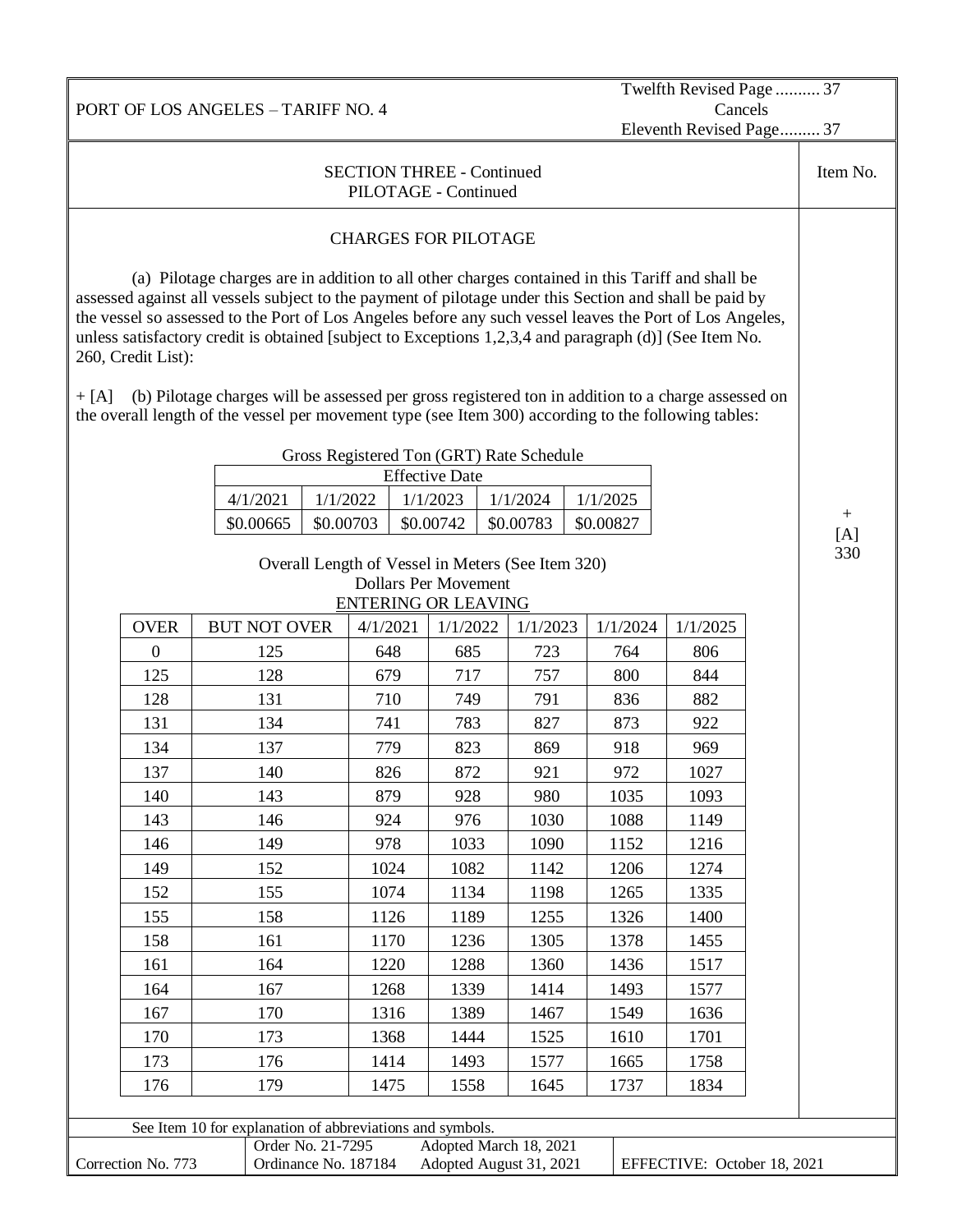PORT OF LOS ANGELES – TARIFF NO. 4

Twelfth Revised Page .......... 37
Cancels
Eleventh Revised Page......... 37

## SECTION THREE - Continued
## PILOTAGE - Continued

Item No. + [A] 330

### CHARGES FOR PILOTAGE

(a) Pilotage charges are in addition to all other charges contained in this Tariff and shall be assessed against all vessels subject to the payment of pilotage under this Section and shall be paid by the vessel so assessed to the Port of Los Angeles before any such vessel leaves the Port of Los Angeles, unless satisfactory credit is obtained [subject to Exceptions 1,2,3,4 and paragraph (d)] (See Item No. 260, Credit List):

+ [A] (b) Pilotage charges will be assessed per gross registered ton in addition to a charge assessed on the overall length of the vessel per movement type (see Item 300) according to the following tables:

Gross Registered Ton (GRT) Rate Schedule

| Effective Date | | | | |
|---|---|---|---|---|
| 4/1/2021 | 1/1/2022 | 1/1/2023 | 1/1/2024 | 1/1/2025 |
| $0.00665 | $0.00703 | $0.00742 | $0.00783 | $0.00827 |

Overall Length of Vessel in Meters (See Item 320)
Dollars Per Movement
ENTERING OR LEAVING

| OVER | BUT NOT OVER | 4/1/2021 | 1/1/2022 | 1/1/2023 | 1/1/2024 | 1/1/2025 |
|---|---|---|---|---|---|---|
| 0 | 125 | 648 | 685 | 723 | 764 | 806 |
| 125 | 128 | 679 | 717 | 757 | 800 | 844 |
| 128 | 131 | 710 | 749 | 791 | 836 | 882 |
| 131 | 134 | 741 | 783 | 827 | 873 | 922 |
| 134 | 137 | 779 | 823 | 869 | 918 | 969 |
| 137 | 140 | 826 | 872 | 921 | 972 | 1027 |
| 140 | 143 | 879 | 928 | 980 | 1035 | 1093 |
| 143 | 146 | 924 | 976 | 1030 | 1088 | 1149 |
| 146 | 149 | 978 | 1033 | 1090 | 1152 | 1216 |
| 149 | 152 | 1024 | 1082 | 1142 | 1206 | 1274 |
| 152 | 155 | 1074 | 1134 | 1198 | 1265 | 1335 |
| 155 | 158 | 1126 | 1189 | 1255 | 1326 | 1400 |
| 158 | 161 | 1170 | 1236 | 1305 | 1378 | 1455 |
| 161 | 164 | 1220 | 1288 | 1360 | 1436 | 1517 |
| 164 | 167 | 1268 | 1339 | 1414 | 1493 | 1577 |
| 167 | 170 | 1316 | 1389 | 1467 | 1549 | 1636 |
| 170 | 173 | 1368 | 1444 | 1525 | 1610 | 1701 |
| 173 | 176 | 1414 | 1493 | 1577 | 1665 | 1758 |
| 176 | 179 | 1475 | 1558 | 1645 | 1737 | 1834 |

See Item 10 for explanation of abbreviations and symbols.

Correction No. 773 | Order No. 21-7295, Adopted March 18, 2021 | Ordinance No. 187184, Adopted August 31, 2021 | EFFECTIVE: October 18, 2021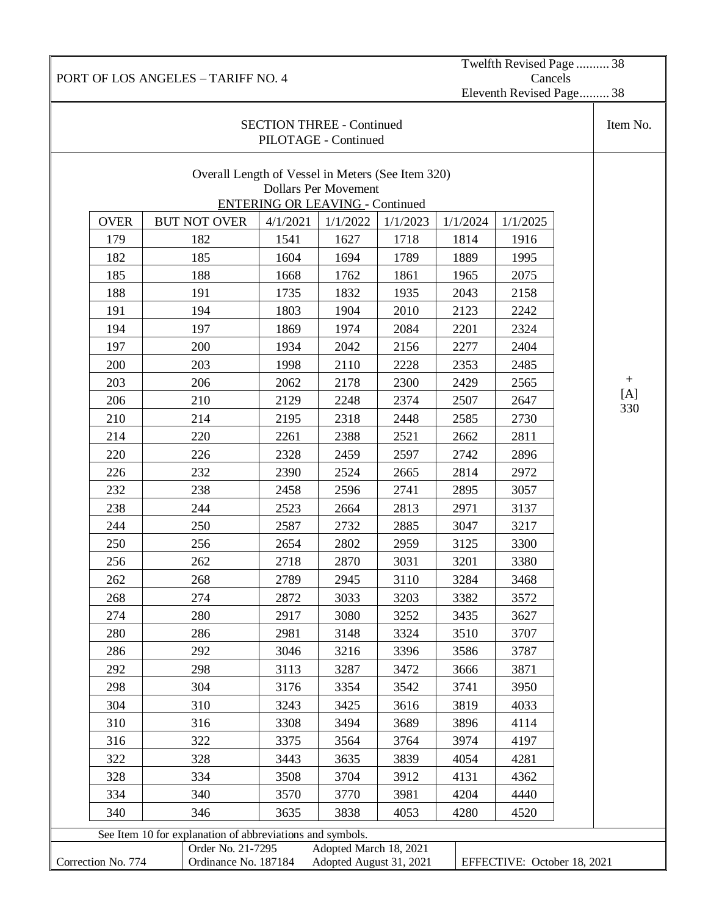PORT OF LOS ANGELES – TARIFF NO. 4

Twelfth Revised Page .......... 38
Cancels
Eleventh Revised Page......... 38

## SECTION THREE - Continued
### PILOTAGE - Continued

Item No.: + [A] 330

Overall Length of Vessel in Meters (See Item 320)
Dollars Per Movement
<u>ENTERING OR LEAVING</u> - Continued

| OVER | BUT NOT OVER | 4/1/2021 | 1/1/2022 | 1/1/2023 | 1/1/2024 | 1/1/2025 |
|---|---|---|---|---|---|---|
| 179 | 182 | 1541 | 1627 | 1718 | 1814 | 1916 |
| 182 | 185 | 1604 | 1694 | 1789 | 1889 | 1995 |
| 185 | 188 | 1668 | 1762 | 1861 | 1965 | 2075 |
| 188 | 191 | 1735 | 1832 | 1935 | 2043 | 2158 |
| 191 | 194 | 1803 | 1904 | 2010 | 2123 | 2242 |
| 194 | 197 | 1869 | 1974 | 2084 | 2201 | 2324 |
| 197 | 200 | 1934 | 2042 | 2156 | 2277 | 2404 |
| 200 | 203 | 1998 | 2110 | 2228 | 2353 | 2485 |
| 203 | 206 | 2062 | 2178 | 2300 | 2429 | 2565 |
| 206 | 210 | 2129 | 2248 | 2374 | 2507 | 2647 |
| 210 | 214 | 2195 | 2318 | 2448 | 2585 | 2730 |
| 214 | 220 | 2261 | 2388 | 2521 | 2662 | 2811 |
| 220 | 226 | 2328 | 2459 | 2597 | 2742 | 2896 |
| 226 | 232 | 2390 | 2524 | 2665 | 2814 | 2972 |
| 232 | 238 | 2458 | 2596 | 2741 | 2895 | 3057 |
| 238 | 244 | 2523 | 2664 | 2813 | 2971 | 3137 |
| 244 | 250 | 2587 | 2732 | 2885 | 3047 | 3217 |
| 250 | 256 | 2654 | 2802 | 2959 | 3125 | 3300 |
| 256 | 262 | 2718 | 2870 | 3031 | 3201 | 3380 |
| 262 | 268 | 2789 | 2945 | 3110 | 3284 | 3468 |
| 268 | 274 | 2872 | 3033 | 3203 | 3382 | 3572 |
| 274 | 280 | 2917 | 3080 | 3252 | 3435 | 3627 |
| 280 | 286 | 2981 | 3148 | 3324 | 3510 | 3707 |
| 286 | 292 | 3046 | 3216 | 3396 | 3586 | 3787 |
| 292 | 298 | 3113 | 3287 | 3472 | 3666 | 3871 |
| 298 | 304 | 3176 | 3354 | 3542 | 3741 | 3950 |
| 304 | 310 | 3243 | 3425 | 3616 | 3819 | 4033 |
| 310 | 316 | 3308 | 3494 | 3689 | 3896 | 4114 |
| 316 | 322 | 3375 | 3564 | 3764 | 3974 | 4197 |
| 322 | 328 | 3443 | 3635 | 3839 | 4054 | 4281 |
| 328 | 334 | 3508 | 3704 | 3912 | 4131 | 4362 |
| 334 | 340 | 3570 | 3770 | 3981 | 4204 | 4440 |
| 340 | 346 | 3635 | 3838 | 4053 | 4280 | 4520 |

See Item 10 for explanation of abbreviations and symbols.

| Correction No. 774 | Order No. 21-7295<br>Ordinance No. 187184 | Adopted March 18, 2021<br>Adopted August 31, 2021 | EFFECTIVE: October 18, 2021 |
|---|---|---|---|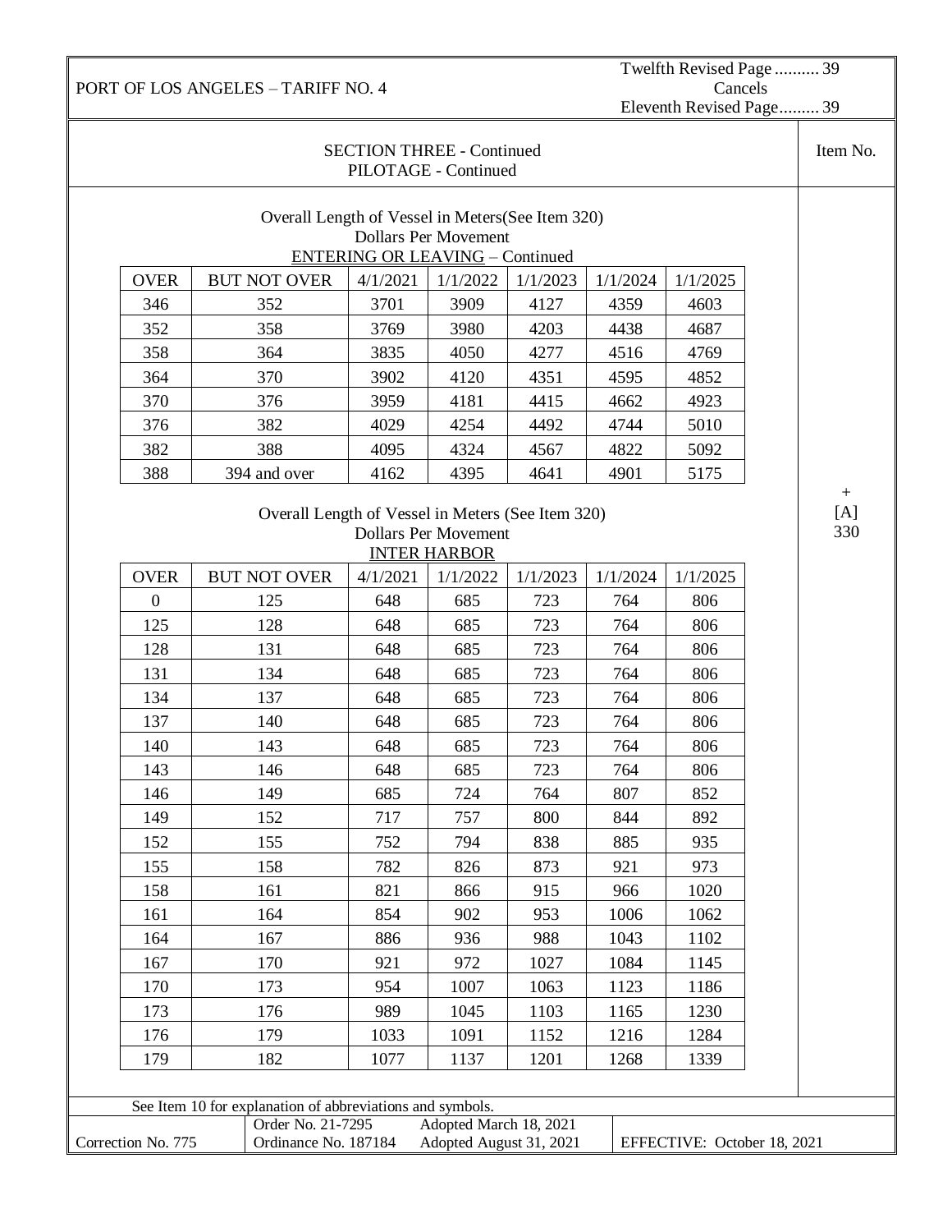PORT OF LOS ANGELES – TARIFF NO. 4

Twelfth Revised Page .......... 39
Cancels
Eleventh Revised Page......... 39

## SECTION THREE - Continued
## PILOTAGE - Continued

Item No. + [A] 330

Overall Length of Vessel in Meters(See Item 320)
Dollars Per Movement
ENTERING OR LEAVING – Continued

| OVER | BUT NOT OVER | 4/1/2021 | 1/1/2022 | 1/1/2023 | 1/1/2024 | 1/1/2025 |
|---|---|---|---|---|---|---|
| 346 | 352 | 3701 | 3909 | 4127 | 4359 | 4603 |
| 352 | 358 | 3769 | 3980 | 4203 | 4438 | 4687 |
| 358 | 364 | 3835 | 4050 | 4277 | 4516 | 4769 |
| 364 | 370 | 3902 | 4120 | 4351 | 4595 | 4852 |
| 370 | 376 | 3959 | 4181 | 4415 | 4662 | 4923 |
| 376 | 382 | 4029 | 4254 | 4492 | 4744 | 5010 |
| 382 | 388 | 4095 | 4324 | 4567 | 4822 | 5092 |
| 388 | 394 and over | 4162 | 4395 | 4641 | 4901 | 5175 |

Overall Length of Vessel in Meters (See Item 320)
Dollars Per Movement
INTER HARBOR

| OVER | BUT NOT OVER | 4/1/2021 | 1/1/2022 | 1/1/2023 | 1/1/2024 | 1/1/2025 |
|---|---|---|---|---|---|---|
| 0 | 125 | 648 | 685 | 723 | 764 | 806 |
| 125 | 128 | 648 | 685 | 723 | 764 | 806 |
| 128 | 131 | 648 | 685 | 723 | 764 | 806 |
| 131 | 134 | 648 | 685 | 723 | 764 | 806 |
| 134 | 137 | 648 | 685 | 723 | 764 | 806 |
| 137 | 140 | 648 | 685 | 723 | 764 | 806 |
| 140 | 143 | 648 | 685 | 723 | 764 | 806 |
| 143 | 146 | 648 | 685 | 723 | 764 | 806 |
| 146 | 149 | 685 | 724 | 764 | 807 | 852 |
| 149 | 152 | 717 | 757 | 800 | 844 | 892 |
| 152 | 155 | 752 | 794 | 838 | 885 | 935 |
| 155 | 158 | 782 | 826 | 873 | 921 | 973 |
| 158 | 161 | 821 | 866 | 915 | 966 | 1020 |
| 161 | 164 | 854 | 902 | 953 | 1006 | 1062 |
| 164 | 167 | 886 | 936 | 988 | 1043 | 1102 |
| 167 | 170 | 921 | 972 | 1027 | 1084 | 1145 |
| 170 | 173 | 954 | 1007 | 1063 | 1123 | 1186 |
| 173 | 176 | 989 | 1045 | 1103 | 1165 | 1230 |
| 176 | 179 | 1033 | 1091 | 1152 | 1216 | 1284 |
| 179 | 182 | 1077 | 1137 | 1201 | 1268 | 1339 |

See Item 10 for explanation of abbreviations and symbols.

| Correction No. 775 | Order No. 21-7295<br>Ordinance No. 187184 | Adopted March 18, 2021<br>Adopted August 31, 2021 | EFFECTIVE: October 18, 2021 |
|---|---|---|---|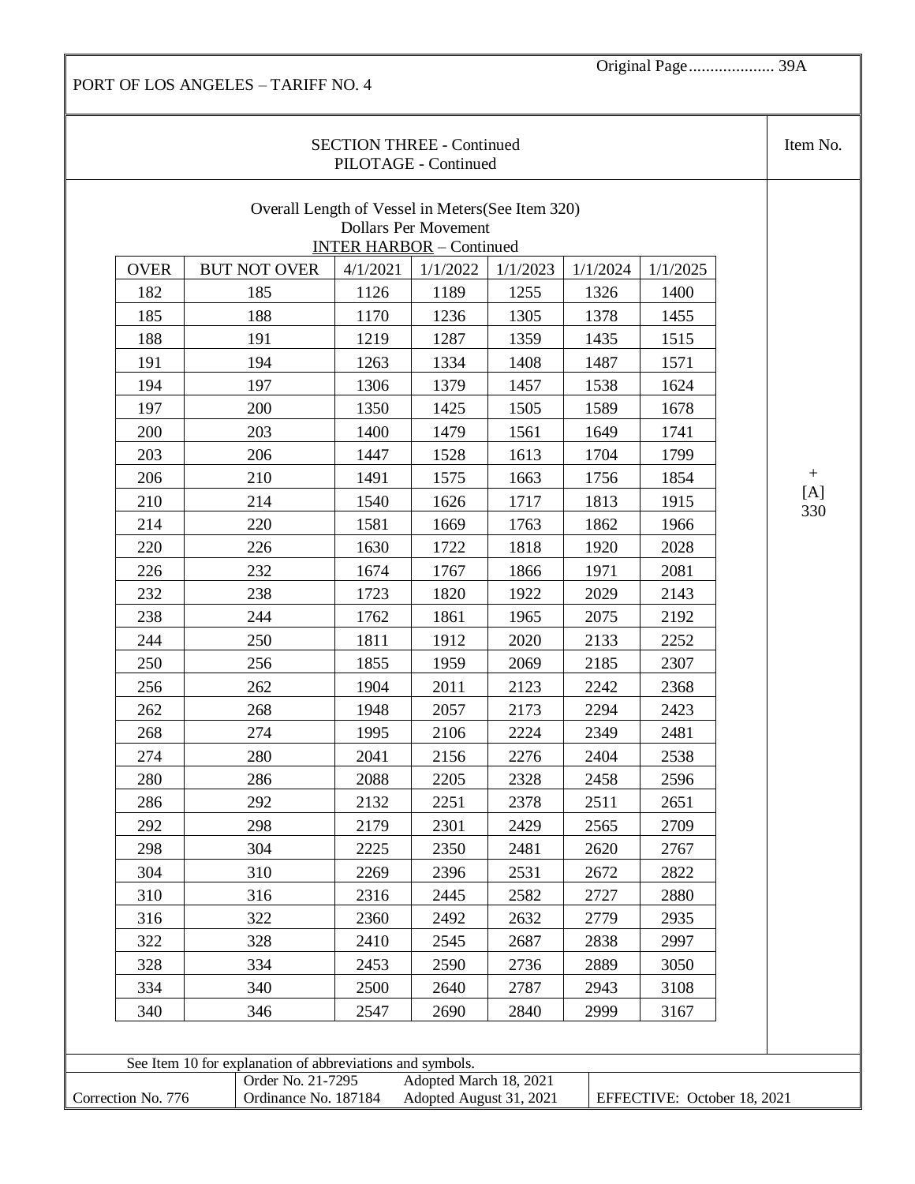PORT OF LOS ANGELES – TARIFF NO. 4

Original Page.................... 39A

## SECTION THREE - Continued
## PILOTAGE - Continued

Item No.: + [A] 330

Overall Length of Vessel in Meters(See Item 320)
Dollars Per Movement
INTER HARBOR – Continued

| OVER | BUT NOT OVER | 4/1/2021 | 1/1/2022 | 1/1/2023 | 1/1/2024 | 1/1/2025 |
|---|---|---|---|---|---|---|
| 182 | 185 | 1126 | 1189 | 1255 | 1326 | 1400 |
| 185 | 188 | 1170 | 1236 | 1305 | 1378 | 1455 |
| 188 | 191 | 1219 | 1287 | 1359 | 1435 | 1515 |
| 191 | 194 | 1263 | 1334 | 1408 | 1487 | 1571 |
| 194 | 197 | 1306 | 1379 | 1457 | 1538 | 1624 |
| 197 | 200 | 1350 | 1425 | 1505 | 1589 | 1678 |
| 200 | 203 | 1400 | 1479 | 1561 | 1649 | 1741 |
| 203 | 206 | 1447 | 1528 | 1613 | 1704 | 1799 |
| 206 | 210 | 1491 | 1575 | 1663 | 1756 | 1854 |
| 210 | 214 | 1540 | 1626 | 1717 | 1813 | 1915 |
| 214 | 220 | 1581 | 1669 | 1763 | 1862 | 1966 |
| 220 | 226 | 1630 | 1722 | 1818 | 1920 | 2028 |
| 226 | 232 | 1674 | 1767 | 1866 | 1971 | 2081 |
| 232 | 238 | 1723 | 1820 | 1922 | 2029 | 2143 |
| 238 | 244 | 1762 | 1861 | 1965 | 2075 | 2192 |
| 244 | 250 | 1811 | 1912 | 2020 | 2133 | 2252 |
| 250 | 256 | 1855 | 1959 | 2069 | 2185 | 2307 |
| 256 | 262 | 1904 | 2011 | 2123 | 2242 | 2368 |
| 262 | 268 | 1948 | 2057 | 2173 | 2294 | 2423 |
| 268 | 274 | 1995 | 2106 | 2224 | 2349 | 2481 |
| 274 | 280 | 2041 | 2156 | 2276 | 2404 | 2538 |
| 280 | 286 | 2088 | 2205 | 2328 | 2458 | 2596 |
| 286 | 292 | 2132 | 2251 | 2378 | 2511 | 2651 |
| 292 | 298 | 2179 | 2301 | 2429 | 2565 | 2709 |
| 298 | 304 | 2225 | 2350 | 2481 | 2620 | 2767 |
| 304 | 310 | 2269 | 2396 | 2531 | 2672 | 2822 |
| 310 | 316 | 2316 | 2445 | 2582 | 2727 | 2880 |
| 316 | 322 | 2360 | 2492 | 2632 | 2779 | 2935 |
| 322 | 328 | 2410 | 2545 | 2687 | 2838 | 2997 |
| 328 | 334 | 2453 | 2590 | 2736 | 2889 | 3050 |
| 334 | 340 | 2500 | 2640 | 2787 | 2943 | 3108 |
| 340 | 346 | 2547 | 2690 | 2840 | 2999 | 3167 |

See Item 10 for explanation of abbreviations and symbols.

| Correction No. 776 | Order No. 21-7295<br>Ordinance No. 187184 | Adopted March 18, 2021<br>Adopted August 31, 2021 | EFFECTIVE: October 18, 2021 |
|---|---|---|---|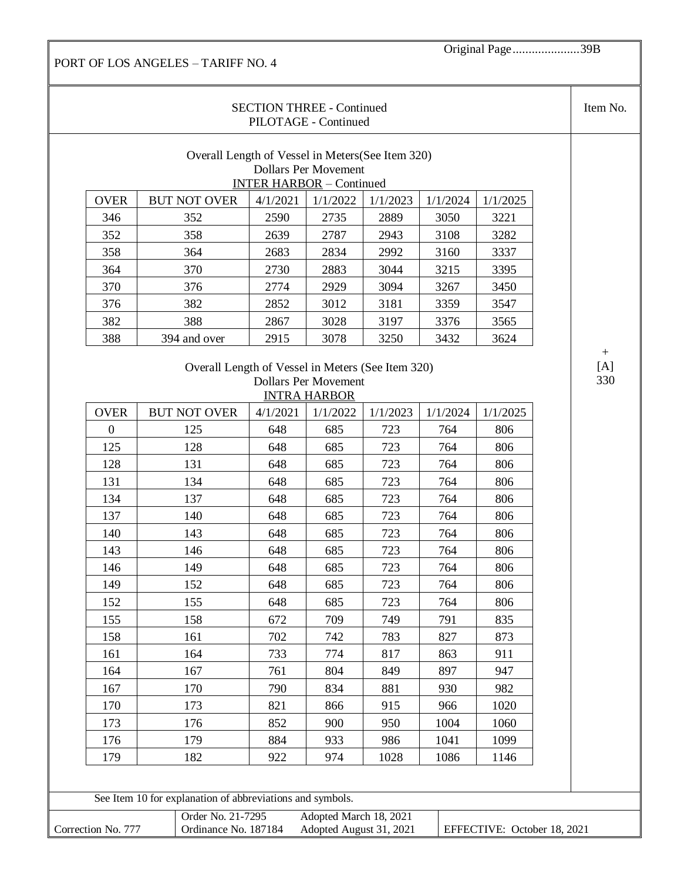PORT OF LOS ANGELES – TARIFF NO. 4

Original Page.....................39B

## SECTION THREE - Continued
## PILOTAGE - Continued

Item No. + [A] 330

Overall Length of Vessel in Meters(See Item 320)
Dollars Per Movement
INTER HARBOR – Continued

| OVER | BUT NOT OVER | 4/1/2021 | 1/1/2022 | 1/1/2023 | 1/1/2024 | 1/1/2025 |
|---|---|---|---|---|---|---|
| 346 | 352 | 2590 | 2735 | 2889 | 3050 | 3221 |
| 352 | 358 | 2639 | 2787 | 2943 | 3108 | 3282 |
| 358 | 364 | 2683 | 2834 | 2992 | 3160 | 3337 |
| 364 | 370 | 2730 | 2883 | 3044 | 3215 | 3395 |
| 370 | 376 | 2774 | 2929 | 3094 | 3267 | 3450 |
| 376 | 382 | 2852 | 3012 | 3181 | 3359 | 3547 |
| 382 | 388 | 2867 | 3028 | 3197 | 3376 | 3565 |
| 388 | 394 and over | 2915 | 3078 | 3250 | 3432 | 3624 |

Overall Length of Vessel in Meters (See Item 320)
Dollars Per Movement
INTRA HARBOR

| OVER | BUT NOT OVER | 4/1/2021 | 1/1/2022 | 1/1/2023 | 1/1/2024 | 1/1/2025 |
|---|---|---|---|---|---|---|
| 0 | 125 | 648 | 685 | 723 | 764 | 806 |
| 125 | 128 | 648 | 685 | 723 | 764 | 806 |
| 128 | 131 | 648 | 685 | 723 | 764 | 806 |
| 131 | 134 | 648 | 685 | 723 | 764 | 806 |
| 134 | 137 | 648 | 685 | 723 | 764 | 806 |
| 137 | 140 | 648 | 685 | 723 | 764 | 806 |
| 140 | 143 | 648 | 685 | 723 | 764 | 806 |
| 143 | 146 | 648 | 685 | 723 | 764 | 806 |
| 146 | 149 | 648 | 685 | 723 | 764 | 806 |
| 149 | 152 | 648 | 685 | 723 | 764 | 806 |
| 152 | 155 | 648 | 685 | 723 | 764 | 806 |
| 155 | 158 | 672 | 709 | 749 | 791 | 835 |
| 158 | 161 | 702 | 742 | 783 | 827 | 873 |
| 161 | 164 | 733 | 774 | 817 | 863 | 911 |
| 164 | 167 | 761 | 804 | 849 | 897 | 947 |
| 167 | 170 | 790 | 834 | 881 | 930 | 982 |
| 170 | 173 | 821 | 866 | 915 | 966 | 1020 |
| 173 | 176 | 852 | 900 | 950 | 1004 | 1060 |
| 176 | 179 | 884 | 933 | 986 | 1041 | 1099 |
| 179 | 182 | 922 | 974 | 1028 | 1086 | 1146 |

See Item 10 for explanation of abbreviations and symbols.

| Correction No. 777 | Order No. 21-7295<br>Ordinance No. 187184 | Adopted March 18, 2021<br>Adopted August 31, 2021 | EFFECTIVE: October 18, 2021 |
|---|---|---|---|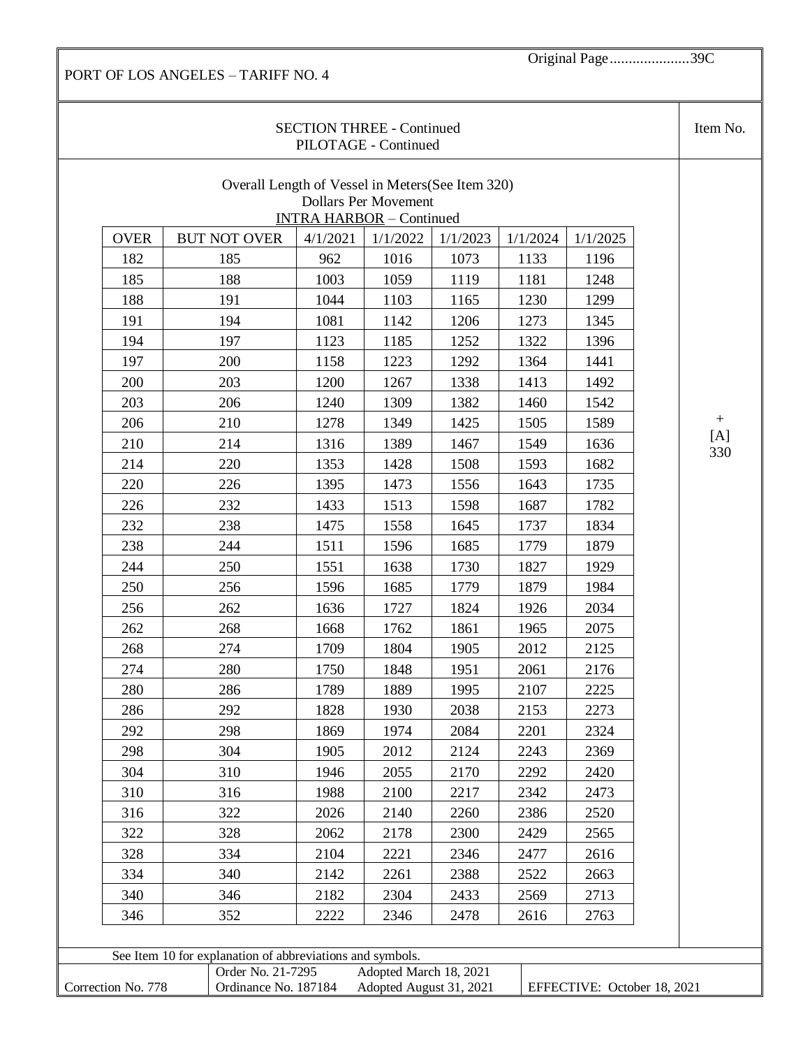PORT OF LOS ANGELES – TARIFF NO. 4

Original Page.....................39C

## SECTION THREE - Continued
## PILOTAGE - Continued

Item No. + [A] 330

Overall Length of Vessel in Meters(See Item 320)
Dollars Per Movement
INTRA HARBOR – Continued

| OVER | BUT NOT OVER | 4/1/2021 | 1/1/2022 | 1/1/2023 | 1/1/2024 | 1/1/2025 |
|---|---|---|---|---|---|---|
| 182 | 185 | 962 | 1016 | 1073 | 1133 | 1196 |
| 185 | 188 | 1003 | 1059 | 1119 | 1181 | 1248 |
| 188 | 191 | 1044 | 1103 | 1165 | 1230 | 1299 |
| 191 | 194 | 1081 | 1142 | 1206 | 1273 | 1345 |
| 194 | 197 | 1123 | 1185 | 1252 | 1322 | 1396 |
| 197 | 200 | 1158 | 1223 | 1292 | 1364 | 1441 |
| 200 | 203 | 1200 | 1267 | 1338 | 1413 | 1492 |
| 203 | 206 | 1240 | 1309 | 1382 | 1460 | 1542 |
| 206 | 210 | 1278 | 1349 | 1425 | 1505 | 1589 |
| 210 | 214 | 1316 | 1389 | 1467 | 1549 | 1636 |
| 214 | 220 | 1353 | 1428 | 1508 | 1593 | 1682 |
| 220 | 226 | 1395 | 1473 | 1556 | 1643 | 1735 |
| 226 | 232 | 1433 | 1513 | 1598 | 1687 | 1782 |
| 232 | 238 | 1475 | 1558 | 1645 | 1737 | 1834 |
| 238 | 244 | 1511 | 1596 | 1685 | 1779 | 1879 |
| 244 | 250 | 1551 | 1638 | 1730 | 1827 | 1929 |
| 250 | 256 | 1596 | 1685 | 1779 | 1879 | 1984 |
| 256 | 262 | 1636 | 1727 | 1824 | 1926 | 2034 |
| 262 | 268 | 1668 | 1762 | 1861 | 1965 | 2075 |
| 268 | 274 | 1709 | 1804 | 1905 | 2012 | 2125 |
| 274 | 280 | 1750 | 1848 | 1951 | 2061 | 2176 |
| 280 | 286 | 1789 | 1889 | 1995 | 2107 | 2225 |
| 286 | 292 | 1828 | 1930 | 2038 | 2153 | 2273 |
| 292 | 298 | 1869 | 1974 | 2084 | 2201 | 2324 |
| 298 | 304 | 1905 | 2012 | 2124 | 2243 | 2369 |
| 304 | 310 | 1946 | 2055 | 2170 | 2292 | 2420 |
| 310 | 316 | 1988 | 2100 | 2217 | 2342 | 2473 |
| 316 | 322 | 2026 | 2140 | 2260 | 2386 | 2520 |
| 322 | 328 | 2062 | 2178 | 2300 | 2429 | 2565 |
| 328 | 334 | 2104 | 2221 | 2346 | 2477 | 2616 |
| 334 | 340 | 2142 | 2261 | 2388 | 2522 | 2663 |
| 340 | 346 | 2182 | 2304 | 2433 | 2569 | 2713 |
| 346 | 352 | 2222 | 2346 | 2478 | 2616 | 2763 |

See Item 10 for explanation of abbreviations and symbols.

| Correction No. 778 | Order No. 21-7295 / Ordinance No. 187184 | Adopted March 18, 2021 / Adopted August 31, 2021 | EFFECTIVE: October 18, 2021 |
|---|---|---|---|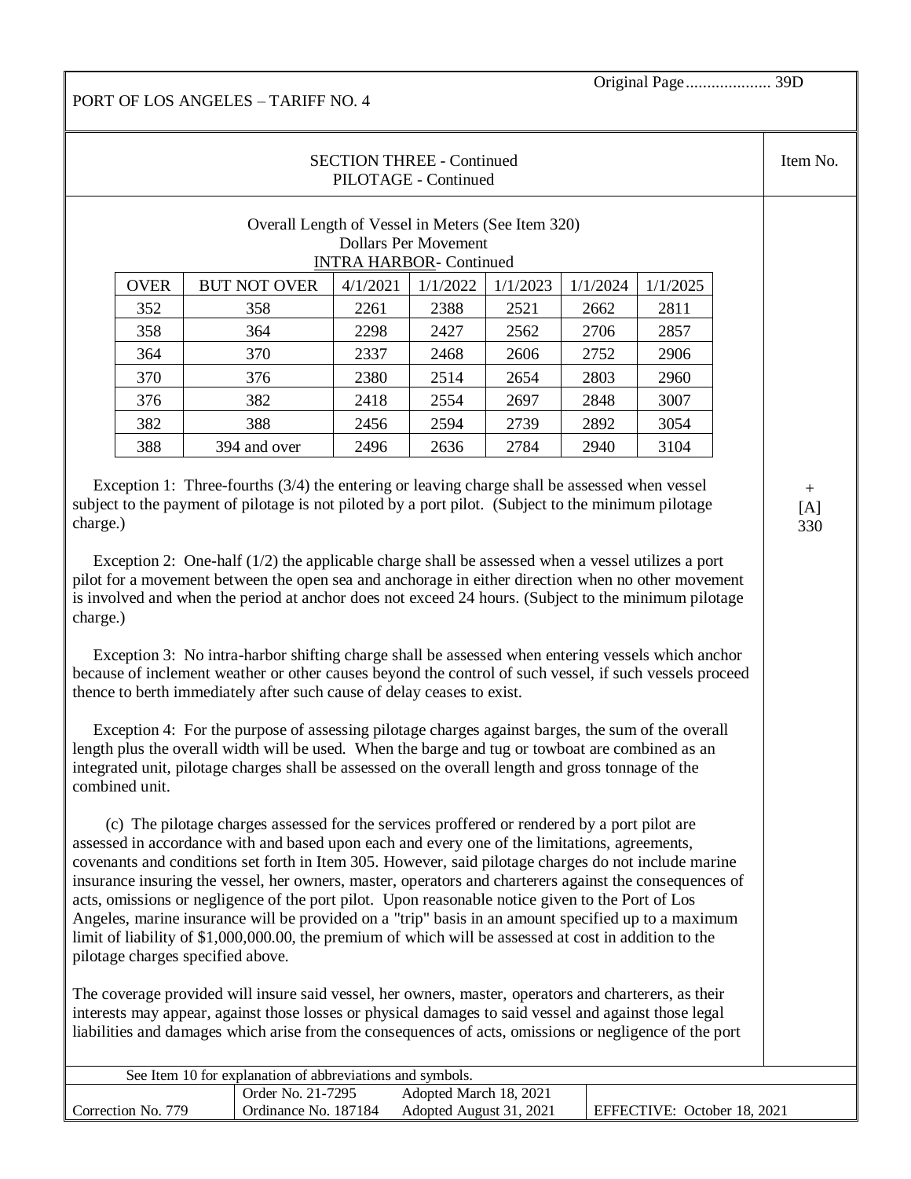SECTION THREE - Continued
PILOTAGE - Continued

Overall Length of Vessel in Meters (See Item 320)
Dollars Per Movement
INTRA HARBOR- Continued

| OVER | BUT NOT OVER | 4/1/2021 | 1/1/2022 | 1/1/2023 | 1/1/2024 | 1/1/2025 |
|---|---|---|---|---|---|---|
| 352 | 358 | 2261 | 2388 | 2521 | 2662 | 2811 |
| 358 | 364 | 2298 | 2427 | 2562 | 2706 | 2857 |
| 364 | 370 | 2337 | 2468 | 2606 | 2752 | 2906 |
| 370 | 376 | 2380 | 2514 | 2654 | 2803 | 2960 |
| 376 | 382 | 2418 | 2554 | 2697 | 2848 | 3007 |
| 382 | 388 | 2456 | 2594 | 2739 | 2892 | 3054 |
| 388 | 394 and over | 2496 | 2636 | 2784 | 2940 | 3104 |

Item No. + [A] 330

Exception 1: Three-fourths (3/4) the entering or leaving charge shall be assessed when vessel subject to the payment of pilotage is not piloted by a port pilot. (Subject to the minimum pilotage charge.)

Exception 2: One-half (1/2) the applicable charge shall be assessed when a vessel utilizes a port pilot for a movement between the open sea and anchorage in either direction when no other movement is involved and when the period at anchor does not exceed 24 hours. (Subject to the minimum pilotage charge.)

Exception 3: No intra-harbor shifting charge shall be assessed when entering vessels which anchor because of inclement weather or other causes beyond the control of such vessel, if such vessels proceed thence to berth immediately after such cause of delay ceases to exist.

Exception 4: For the purpose of assessing pilotage charges against barges, the sum of the overall length plus the overall width will be used. When the barge and tug or towboat are combined as an integrated unit, pilotage charges shall be assessed on the overall length and gross tonnage of the combined unit.

(c) The pilotage charges assessed for the services proffered or rendered by a port pilot are assessed in accordance with and based upon each and every one of the limitations, agreements, covenants and conditions set forth in Item 305. However, said pilotage charges do not include marine insurance insuring the vessel, her owners, master, operators and charterers against the consequences of acts, omissions or negligence of the port pilot. Upon reasonable notice given to the Port of Los Angeles, marine insurance will be provided on a "trip" basis in an amount specified up to a maximum limit of liability of $1,000,000.00, the premium of which will be assessed at cost in addition to the pilotage charges specified above.

The coverage provided will insure said vessel, her owners, master, operators and charterers, as their interests may appear, against those losses or physical damages to said vessel and against those legal liabilities and damages which arise from the consequences of acts, omissions or negligence of the port

See Item 10 for explanation of abbreviations and symbols.

| Correction No. 779 | Order No. 21-7295<br>Ordinance No. 187184 | Adopted March 18, 2021<br>Adopted August 31, 2021 | EFFECTIVE: October 18, 2021 |
|---|---|---|---|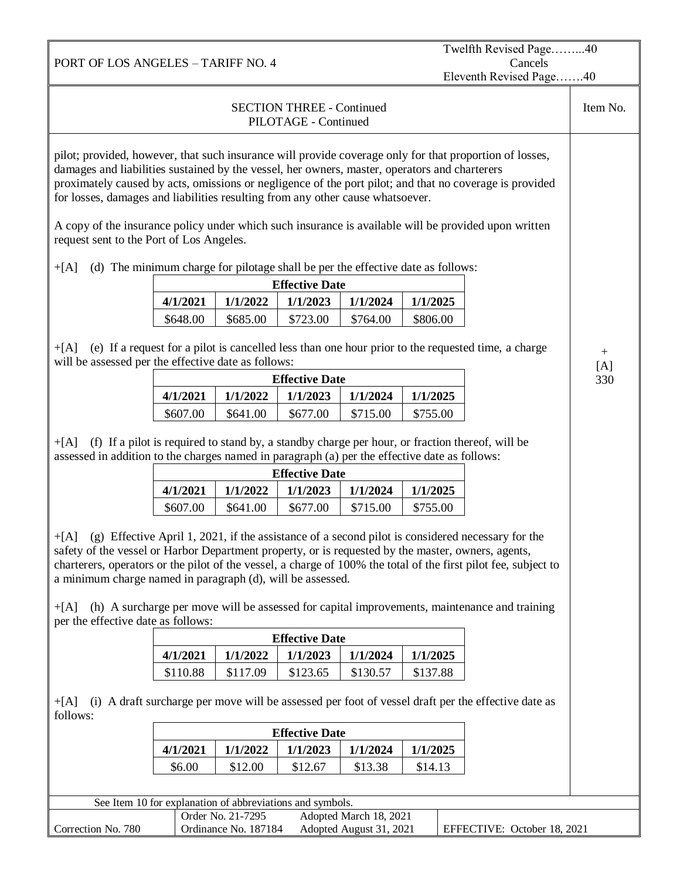PORT OF LOS ANGELES – TARIFF NO. 4

Twelfth Revised Page……...40
Cancels
Eleventh Revised Page…….40

SECTION THREE - Continued
PILOTAGE - Continued

Item No. + [A] 330

pilot; provided, however, that such insurance will provide coverage only for that proportion of losses, damages and liabilities sustained by the vessel, her owners, master, operators and charterers proximately caused by acts, omissions or negligence of the port pilot; and that no coverage is provided for losses, damages and liabilities resulting from any other cause whatsoever.

A copy of the insurance policy under which such insurance is available will be provided upon written request sent to the Port of Los Angeles.

+[A] (d) The minimum charge for pilotage shall be per the effective date as follows:

| Effective Date | | | | |
|---|---|---|---|---|
| **4/1/2021** | **1/1/2022** | **1/1/2023** | **1/1/2024** | **1/1/2025** |
| $648.00 | $685.00 | $723.00 | $764.00 | $806.00 |

+[A] (e) If a request for a pilot is cancelled less than one hour prior to the requested time, a charge will be assessed per the effective date as follows:

| Effective Date | | | | |
|---|---|---|---|---|
| **4/1/2021** | **1/1/2022** | **1/1/2023** | **1/1/2024** | **1/1/2025** |
| $607.00 | $641.00 | $677.00 | $715.00 | $755.00 |

+[A] (f) If a pilot is required to stand by, a standby charge per hour, or fraction thereof, will be assessed in addition to the charges named in paragraph (a) per the effective date as follows:

| Effective Date | | | | |
|---|---|---|---|---|
| **4/1/2021** | **1/1/2022** | **1/1/2023** | **1/1/2024** | **1/1/2025** |
| $607.00 | $641.00 | $677.00 | $715.00 | $755.00 |

+[A] (g) Effective April 1, 2021, if the assistance of a second pilot is considered necessary for the safety of the vessel or Harbor Department property, or is requested by the master, owners, agents, charterers, operators or the pilot of the vessel, a charge of 100% the total of the first pilot fee, subject to a minimum charge named in paragraph (d), will be assessed.

+[A] (h) A surcharge per move will be assessed for capital improvements, maintenance and training per the effective date as follows:

| Effective Date | | | | |
|---|---|---|---|---|
| **4/1/2021** | **1/1/2022** | **1/1/2023** | **1/1/2024** | **1/1/2025** |
| $110.88 | $117.09 | $123.65 | $130.57 | $137.88 |

+[A] (i) A draft surcharge per move will be assessed per foot of vessel draft per the effective date as follows:

| Effective Date | | | | |
|---|---|---|---|---|
| **4/1/2021** | **1/1/2022** | **1/1/2023** | **1/1/2024** | **1/1/2025** |
| $6.00 | $12.00 | $12.67 | $13.38 | $14.13 |

See Item 10 for explanation of abbreviations and symbols.

| Correction No. 780 | Order No. 21-7295 Ordinance No. 187184 | Adopted March 18, 2021 Adopted August 31, 2021 | EFFECTIVE: October 18, 2021 |
|---|---|---|---|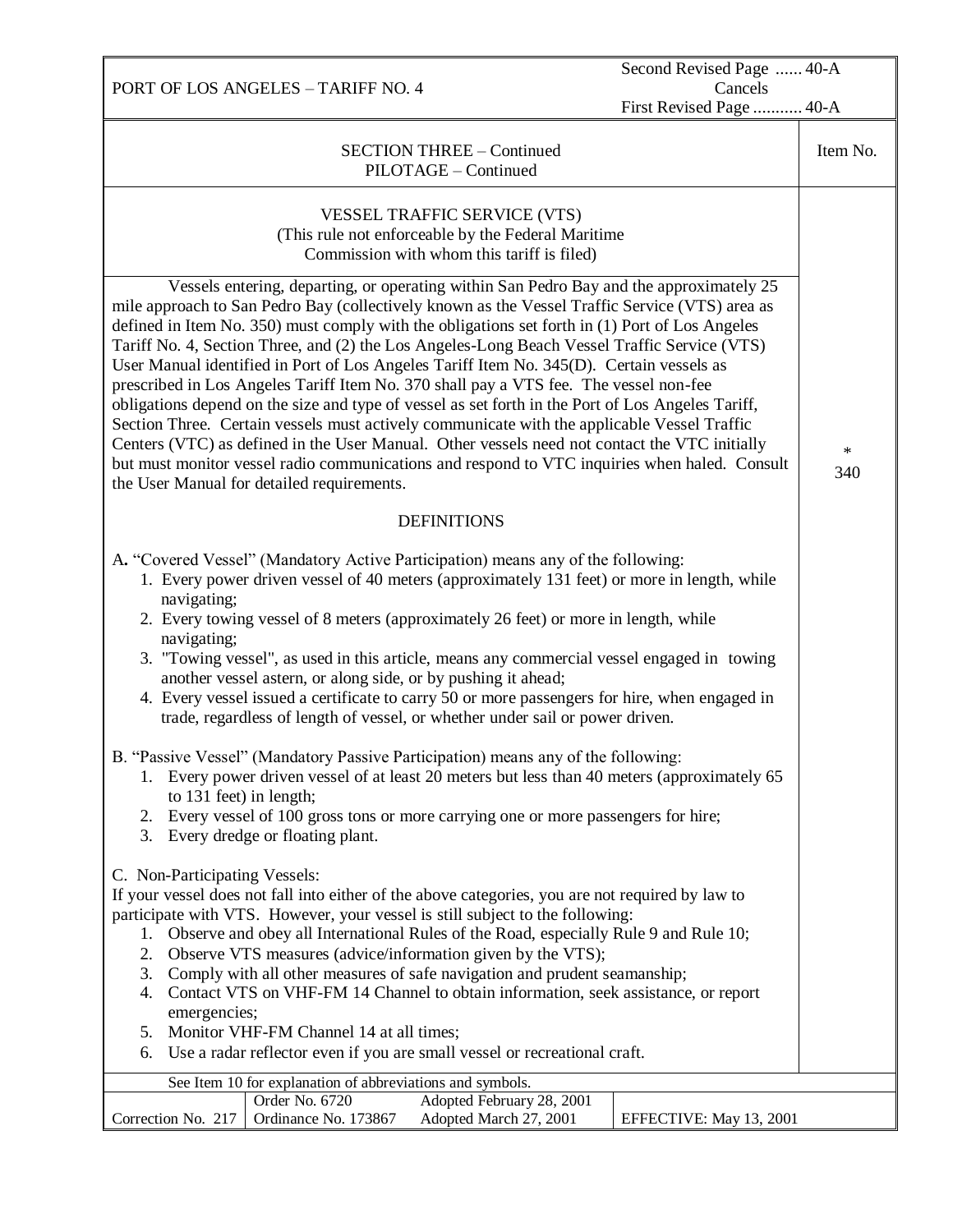PORT OF LOS ANGELES – TARIFF NO. 4

Second Revised Page ...... 40-A
Cancels
First Revised Page ........... 40-A

## SECTION THREE – Continued
## PILOTAGE – Continued

Item No. * 340

### VESSEL TRAFFIC SERVICE (VTS)
(This rule not enforceable by the Federal Maritime Commission with whom this tariff is filed)

Vessels entering, departing, or operating within San Pedro Bay and the approximately 25 mile approach to San Pedro Bay (collectively known as the Vessel Traffic Service (VTS) area as defined in Item No. 350) must comply with the obligations set forth in (1) Port of Los Angeles Tariff No. 4, Section Three, and (2) the Los Angeles-Long Beach Vessel Traffic Service (VTS) User Manual identified in Port of Los Angeles Tariff Item No. 345(D). Certain vessels as prescribed in Los Angeles Tariff Item No. 370 shall pay a VTS fee. The vessel non-fee obligations depend on the size and type of vessel as set forth in the Port of Los Angeles Tariff, Section Three. Certain vessels must actively communicate with the applicable Vessel Traffic Centers (VTC) as defined in the User Manual. Other vessels need not contact the VTC initially but must monitor vessel radio communications and respond to VTC inquiries when haled. Consult the User Manual for detailed requirements.

### DEFINITIONS

**A.** “Covered Vessel” (Mandatory Active Participation) means any of the following:

1. Every power driven vessel of 40 meters (approximately 131 feet) or more in length, while navigating;
2. Every towing vessel of 8 meters (approximately 26 feet) or more in length, while navigating;
3. "Towing vessel", as used in this article, means any commercial vessel engaged in towing another vessel astern, or along side, or by pushing it ahead;
4. Every vessel issued a certificate to carry 50 or more passengers for hire, when engaged in trade, regardless of length of vessel, or whether under sail or power driven.

B. “Passive Vessel” (Mandatory Passive Participation) means any of the following:

1. Every power driven vessel of at least 20 meters but less than 40 meters (approximately 65 to 131 feet) in length;
2. Every vessel of 100 gross tons or more carrying one or more passengers for hire;
3. Every dredge or floating plant.

C. Non-Participating Vessels:
If your vessel does not fall into either of the above categories, you are not required by law to participate with VTS. However, your vessel is still subject to the following:

1. Observe and obey all International Rules of the Road, especially Rule 9 and Rule 10;
2. Observe VTS measures (advice/information given by the VTS);
3. Comply with all other measures of safe navigation and prudent seamanship;
4. Contact VTS on VHF-FM 14 Channel to obtain information, seek assistance, or report emergencies;
5. Monitor VHF-FM Channel 14 at all times;
6. Use a radar reflector even if you are small vessel or recreational craft.

See Item 10 for explanation of abbreviations and symbols.

| Correction No. 217 | Order No. 6720<br>Ordinance No. 173867 | Adopted February 28, 2001<br>Adopted March 27, 2001 | EFFECTIVE: May 13, 2001 |
|---|---|---|---|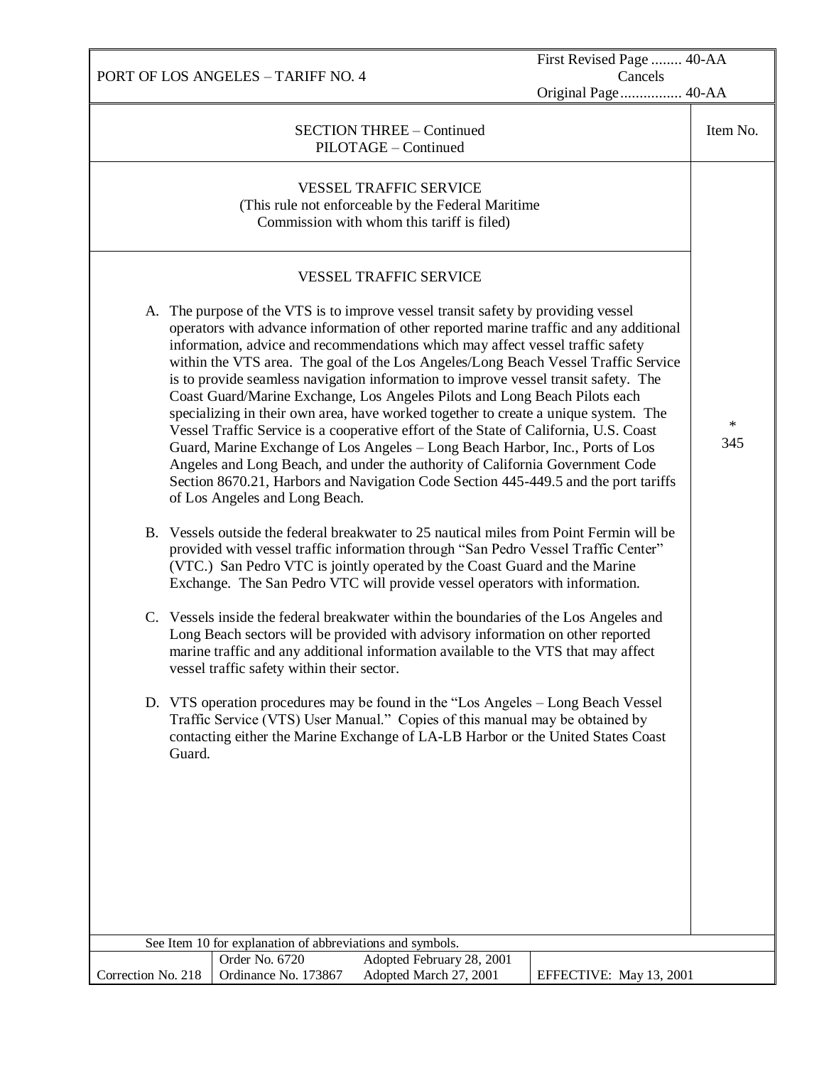PORT OF LOS ANGELES – TARIFF NO. 4

First Revised Page ........ 40-AA
Cancels
Original Page................ 40-AA

SECTION THREE – Continued
PILOTAGE – Continued

Item No.

## VESSEL TRAFFIC SERVICE

(This rule not enforceable by the Federal Maritime Commission with whom this tariff is filed)

### VESSEL TRAFFIC SERVICE

Item No.: * 345

A. The purpose of the VTS is to improve vessel transit safety by providing vessel operators with advance information of other reported marine traffic and any additional information, advice and recommendations which may affect vessel traffic safety within the VTS area. The goal of the Los Angeles/Long Beach Vessel Traffic Service is to provide seamless navigation information to improve vessel transit safety. The Coast Guard/Marine Exchange, Los Angeles Pilots and Long Beach Pilots each specializing in their own area, have worked together to create a unique system. The Vessel Traffic Service is a cooperative effort of the State of California, U.S. Coast Guard, Marine Exchange of Los Angeles – Long Beach Harbor, Inc., Ports of Los Angeles and Long Beach, and under the authority of California Government Code Section 8670.21, Harbors and Navigation Code Section 445-449.5 and the port tariffs of Los Angeles and Long Beach.

B. Vessels outside the federal breakwater to 25 nautical miles from Point Fermin will be provided with vessel traffic information through "San Pedro Vessel Traffic Center" (VTC.) San Pedro VTC is jointly operated by the Coast Guard and the Marine Exchange. The San Pedro VTC will provide vessel operators with information.

C. Vessels inside the federal breakwater within the boundaries of the Los Angeles and Long Beach sectors will be provided with advisory information on other reported marine traffic and any additional information available to the VTS that may affect vessel traffic safety within their sector.

D. VTS operation procedures may be found in the "Los Angeles – Long Beach Vessel Traffic Service (VTS) User Manual." Copies of this manual may be obtained by contacting either the Marine Exchange of LA-LB Harbor or the United States Coast Guard.

See Item 10 for explanation of abbreviations and symbols.

| Correction No. 218 | Order No. 6720<br>Ordinance No. 173867 | Adopted February 28, 2001<br>Adopted March 27, 2001 | EFFECTIVE: May 13, 2001 |
|---|---|---|---|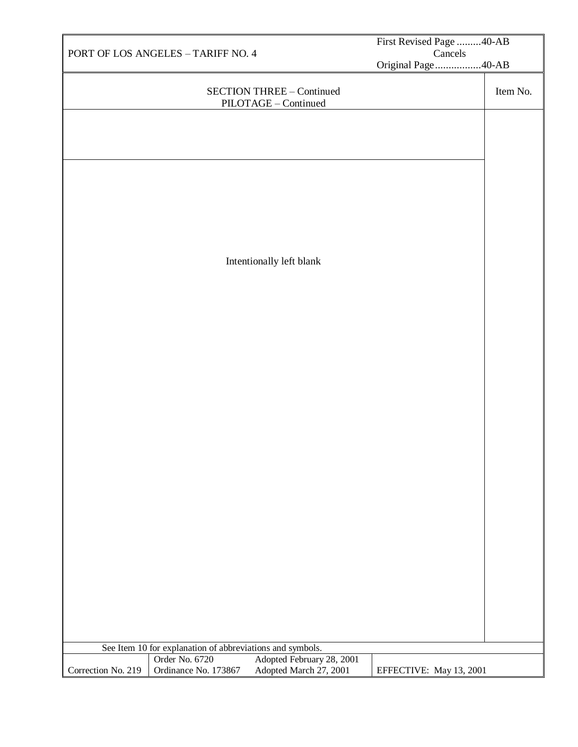PORT OF LOS ANGELES – TARIFF NO. 4

First Revised Page .........40-AB
Cancels
Original Page.................40-AB

SECTION THREE – Continued
PILOTAGE – Continued

Item No.

Intentionally left blank

See Item 10 for explanation of abbreviations and symbols.

| Correction No. 219 | Order No. 6720<br>Ordinance No. 173867 | Adopted February 28, 2001<br>Adopted March 27, 2001 | EFFECTIVE: May 13, 2001 |
|---|---|---|---|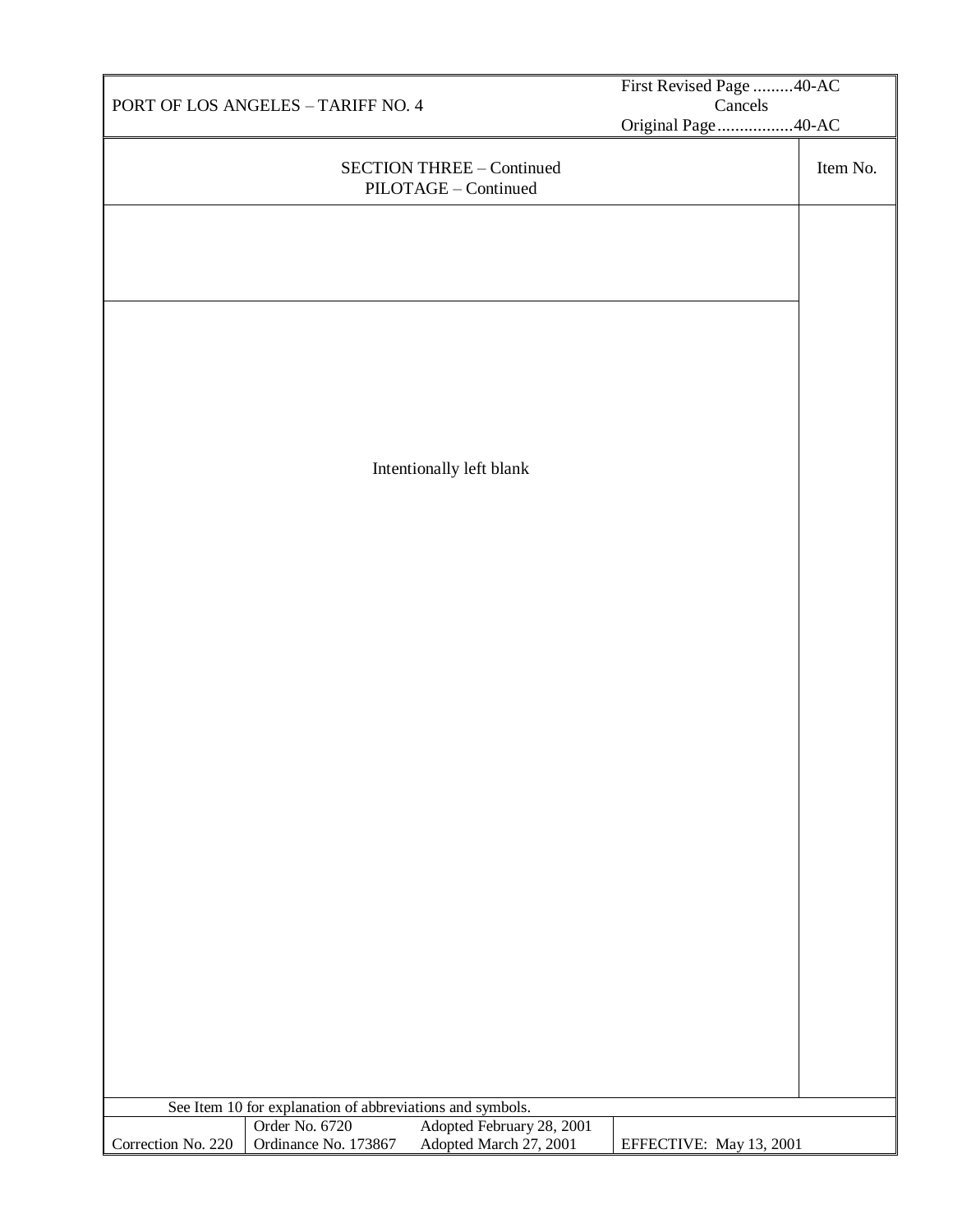PORT OF LOS ANGELES – TARIFF NO. 4

First Revised Page .........40-AC
Cancels
Original Page.................40-AC

| SECTION THREE – Continued<br>PILOTAGE – Continued | Item No. |
|---|---|
| | |
| Intentionally left blank | |

See Item 10 for explanation of abbreviations and symbols.

| Correction No. 220 | Order No. 6720<br>Ordinance No. 173867 | Adopted February 28, 2001<br>Adopted March 27, 2001 | EFFECTIVE: May 13, 2001 |
|---|---|---|---|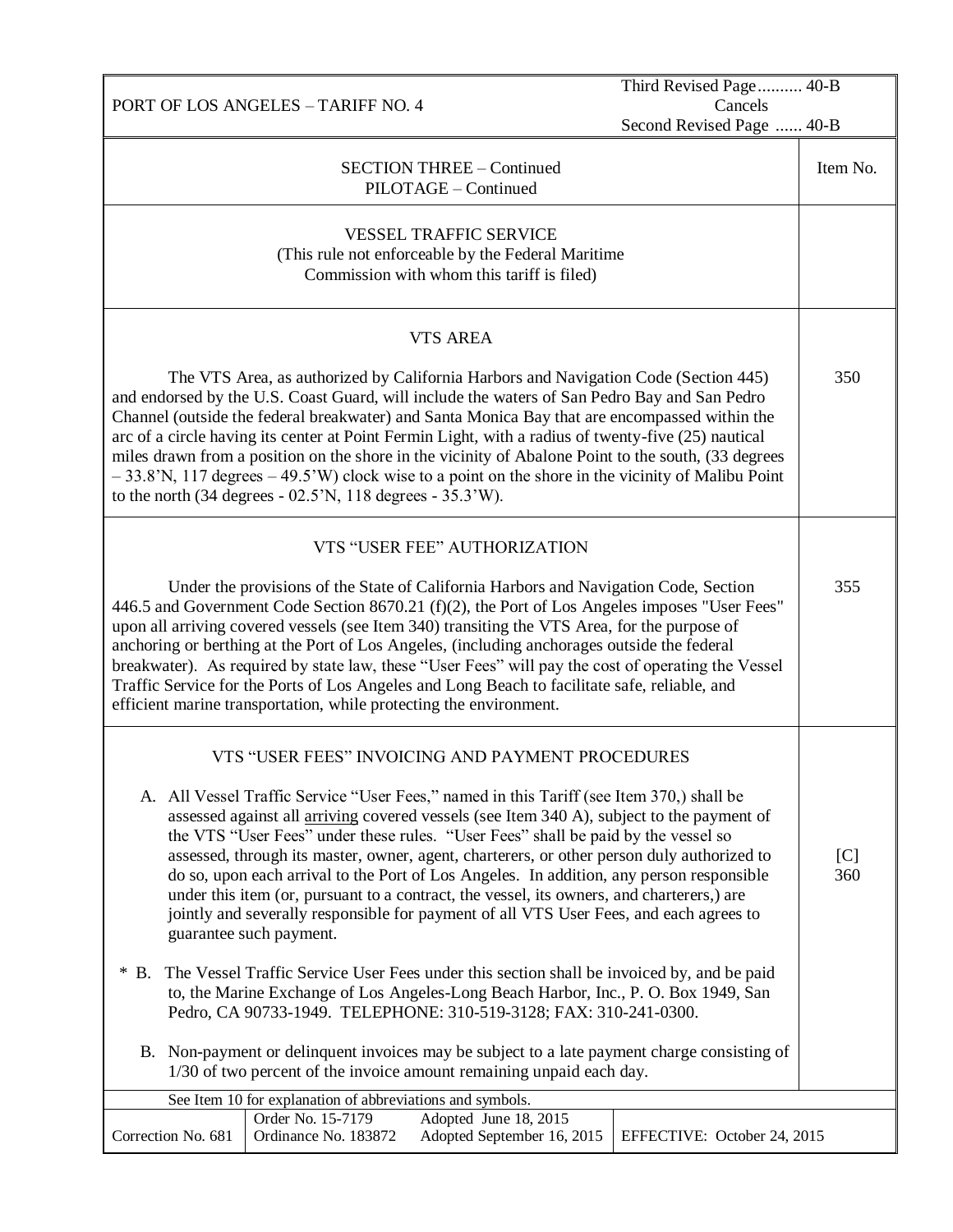PORT OF LOS ANGELES – TARIFF NO. 4

Third Revised Page.......... 40-B
Cancels
Second Revised Page ...... 40-B

| SECTION THREE – Continued<br>PILOTAGE – Continued | Item No. |
|---|---|
| **VESSEL TRAFFIC SERVICE**<br>(This rule not enforceable by the Federal Maritime Commission with whom this tariff is filed) | |
| **VTS AREA**<br><br>The VTS Area, as authorized by California Harbors and Navigation Code (Section 445) and endorsed by the U.S. Coast Guard, will include the waters of San Pedro Bay and San Pedro Channel (outside the federal breakwater) and Santa Monica Bay that are encompassed within the arc of a circle having its center at Point Fermin Light, with a radius of twenty-five (25) nautical miles drawn from a position on the shore in the vicinity of Abalone Point to the south, (33 degrees – 33.8'N, 117 degrees – 49.5'W) clock wise to a point on the shore in the vicinity of Malibu Point to the north (34 degrees - 02.5'N, 118 degrees - 35.3'W). | 350 |
| **VTS "USER FEE" AUTHORIZATION**<br><br>Under the provisions of the State of California Harbors and Navigation Code, Section 446.5 and Government Code Section 8670.21 (f)(2), the Port of Los Angeles imposes "User Fees" upon all arriving covered vessels (see Item 340) transiting the VTS Area, for the purpose of anchoring or berthing at the Port of Los Angeles, (including anchorages outside the federal breakwater). As required by state law, these "User Fees" will pay the cost of operating the Vessel Traffic Service for the Ports of Los Angeles and Long Beach to facilitate safe, reliable, and efficient marine transportation, while protecting the environment. | 355 |
| **VTS "USER FEES" INVOICING AND PAYMENT PROCEDURES**<br><br>A. All Vessel Traffic Service "User Fees," named in this Tariff (see Item 370,) shall be assessed against all <u>arriving</u> covered vessels (see Item 340 A), subject to the payment of the VTS "User Fees" under these rules. "User Fees" shall be paid by the vessel so assessed, through its master, owner, agent, charterers, or other person duly authorized to do so, upon each arrival to the Port of Los Angeles. In addition, any person responsible under this item (or, pursuant to a contract, the vessel, its owners, and charterers,) are jointly and severally responsible for payment of all VTS User Fees, and each agrees to guarantee such payment.<br><br>* B. The Vessel Traffic Service User Fees under this section shall be invoiced by, and be paid to, the Marine Exchange of Los Angeles-Long Beach Harbor, Inc., P. O. Box 1949, San Pedro, CA 90733-1949. TELEPHONE: 310-519-3128; FAX: 310-241-0300.<br><br>B. Non-payment or delinquent invoices may be subject to a late payment charge consisting of 1/30 of two percent of the invoice amount remaining unpaid each day. | [C]<br>360 |

See Item 10 for explanation of abbreviations and symbols.

| Correction No. 681 | Order No. 15-7179<br>Ordinance No. 183872 | Adopted June 18, 2015<br>Adopted September 16, 2015 | EFFECTIVE: October 24, 2015 |
|---|---|---|---|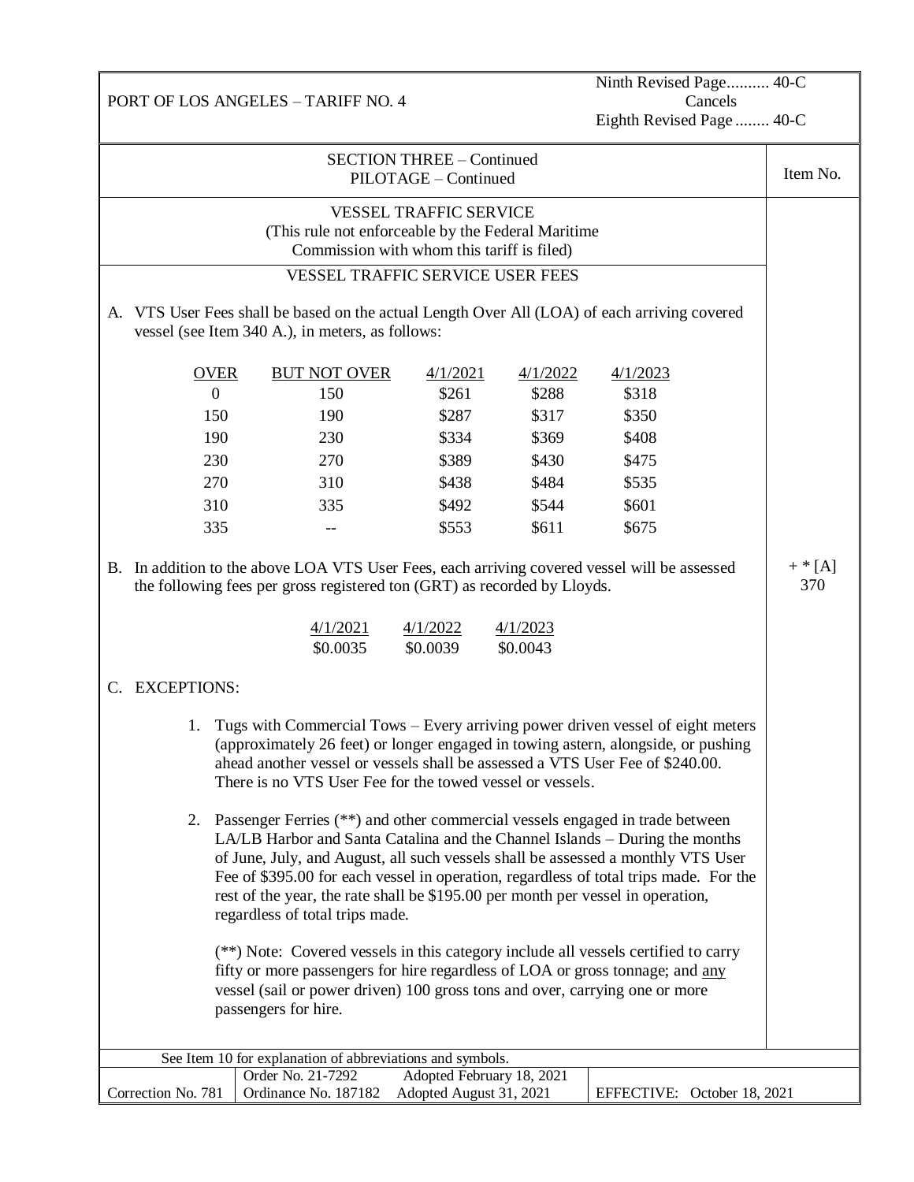PORT OF LOS ANGELES – TARIFF NO. 4

Ninth Revised Page.......... 40-C
Cancels
Eighth Revised Page ........ 40-C

SECTION THREE – Continued
PILOTAGE – Continued

Item No. + * [A] 370

## VESSEL TRAFFIC SERVICE

(This rule not enforceable by the Federal Maritime Commission with whom this tariff is filed)

### VESSEL TRAFFIC SERVICE USER FEES

A. VTS User Fees shall be based on the actual Length Over All (LOA) of each arriving covered vessel (see Item 340 A.), in meters, as follows:

| OVER | BUT NOT OVER | 4/1/2021 | 4/1/2022 | 4/1/2023 |
|---|---|---|---|---|
| 0 | 150 | $261 | $288 | $318 |
| 150 | 190 | $287 | $317 | $350 |
| 190 | 230 | $334 | $369 | $408 |
| 230 | 270 | $389 | $430 | $475 |
| 270 | 310 | $438 | $484 | $535 |
| 310 | 335 | $492 | $544 | $601 |
| 335 | -- | $553 | $611 | $675 |

B. In addition to the above LOA VTS User Fees, each arriving covered vessel will be assessed the following fees per gross registered ton (GRT) as recorded by Lloyds.

| 4/1/2021 | 4/1/2022 | 4/1/2023 |
|---|---|---|
| $0.0035 | $0.0039 | $0.0043 |

C. EXCEPTIONS:

1. Tugs with Commercial Tows – Every arriving power driven vessel of eight meters (approximately 26 feet) or longer engaged in towing astern, alongside, or pushing ahead another vessel or vessels shall be assessed a VTS User Fee of $240.00. There is no VTS User Fee for the towed vessel or vessels.

2. Passenger Ferries (**) and other commercial vessels engaged in trade between LA/LB Harbor and Santa Catalina and the Channel Islands – During the months of June, July, and August, all such vessels shall be assessed a monthly VTS User Fee of $395.00 for each vessel in operation, regardless of total trips made. For the rest of the year, the rate shall be $195.00 per month per vessel in operation, regardless of total trips made.

   (**) Note: Covered vessels in this category include all vessels certified to carry fifty or more passengers for hire regardless of LOA or gross tonnage; and <u>any</u> vessel (sail or power driven) 100 gross tons and over, carrying one or more passengers for hire.

See Item 10 for explanation of abbreviations and symbols.

| Correction No. 781 | Order No. 21-7292 Adopted February 18, 2021<br>Ordinance No. 187182 Adopted August 31, 2021 | EFFECTIVE: October 18, 2021 |
|---|---|---|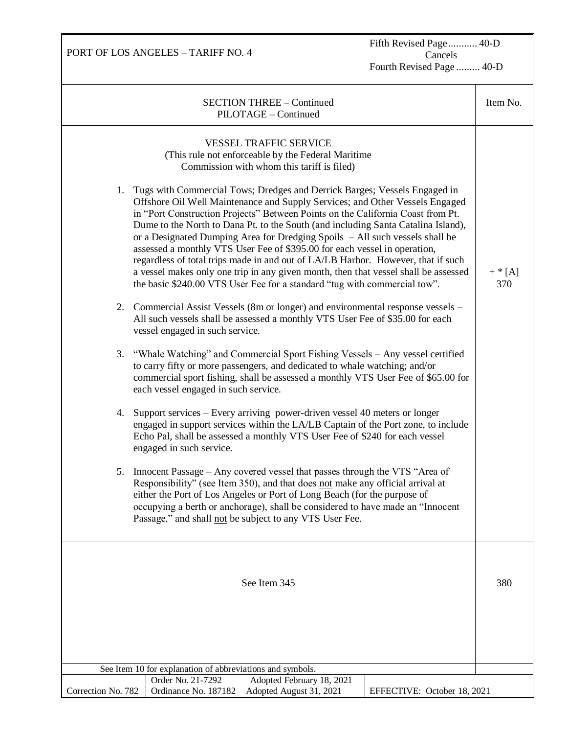PORT OF LOS ANGELES – TARIFF NO. 4

Fifth Revised Page ........... 40-D
Cancels
Fourth Revised Page ......... 40-D

| SECTION THREE – Continued<br>PILOTAGE – Continued | Item No. |
|---|---|
| **VESSEL TRAFFIC SERVICE**<br>(This rule not enforceable by the Federal Maritime Commission with whom this tariff is filed)<br><br>1. Tugs with Commercial Tows; Dredges and Derrick Barges; Vessels Engaged in Offshore Oil Well Maintenance and Supply Services; and Other Vessels Engaged in "Port Construction Projects" Between Points on the California Coast from Pt. Dume to the North to Dana Pt. to the South (and including Santa Catalina Island), or a Designated Dumping Area for Dredging Spoils – All such vessels shall be assessed a monthly VTS User Fee of $395.00 for each vessel in operation, regardless of total trips made in and out of LA/LB Harbor. However, that if such a vessel makes only one trip in any given month, then that vessel shall be assessed the basic $240.00 VTS User Fee for a standard "tug with commercial tow".<br><br>2. Commercial Assist Vessels (8m or longer) and environmental response vessels – All such vessels shall be assessed a monthly VTS User Fee of $35.00 for each vessel engaged in such service.<br><br>3. "Whale Watching" and Commercial Sport Fishing Vessels – Any vessel certified to carry fifty or more passengers, and dedicated to whale watching; and/or commercial sport fishing, shall be assessed a monthly VTS User Fee of $65.00 for each vessel engaged in such service.<br><br>4. Support services – Every arriving power-driven vessel 40 meters or longer engaged in support services within the LA/LB Captain of the Port zone, to include Echo Pal, shall be assessed a monthly VTS User Fee of $240 for each vessel engaged in such service.<br><br>5. Innocent Passage – Any covered vessel that passes through the VTS "Area of Responsibility" (see Item 350), and that does <u>not</u> make any official arrival at either the Port of Los Angeles or Port of Long Beach (for the purpose of occupying a berth or anchorage), shall be considered to have made an "Innocent Passage," and shall <u>not</u> be subject to any VTS User Fee. | + * [A] 370 |
| See Item 345 | 380 |

See Item 10 for explanation of abbreviations and symbols.

| Correction No. 782 | Order No. 21-7292 Adopted February 18, 2021<br>Ordinance No. 187182 Adopted August 31, 2021 | EFFECTIVE: October 18, 2021 |
|---|---|---|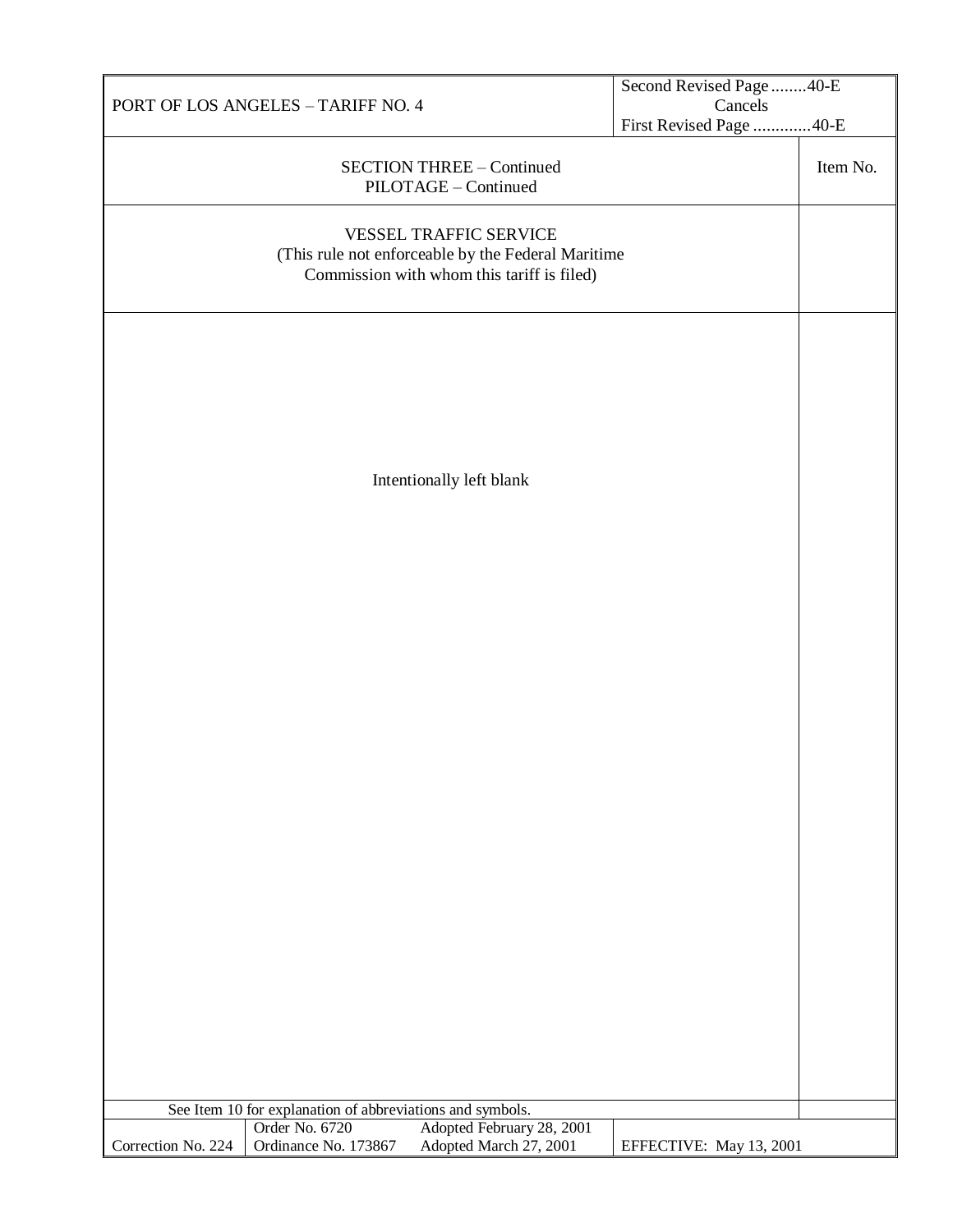PORT OF LOS ANGELES – TARIFF NO. 4

Second Revised Page ........40-E
Cancels
First Revised Page .............40-E

SECTION THREE – Continued
PILOTAGE – Continued

Item No.

VESSEL TRAFFIC SERVICE
(This rule not enforceable by the Federal Maritime Commission with whom this tariff is filed)

Intentionally left blank

See Item 10 for explanation of abbreviations and symbols.

| | | | |
|---|---|---|---|
| Correction No. 224 | Order No. 6720<br>Ordinance No. 173867 | Adopted February 28, 2001<br>Adopted March 27, 2001 | EFFECTIVE: May 13, 2001 |